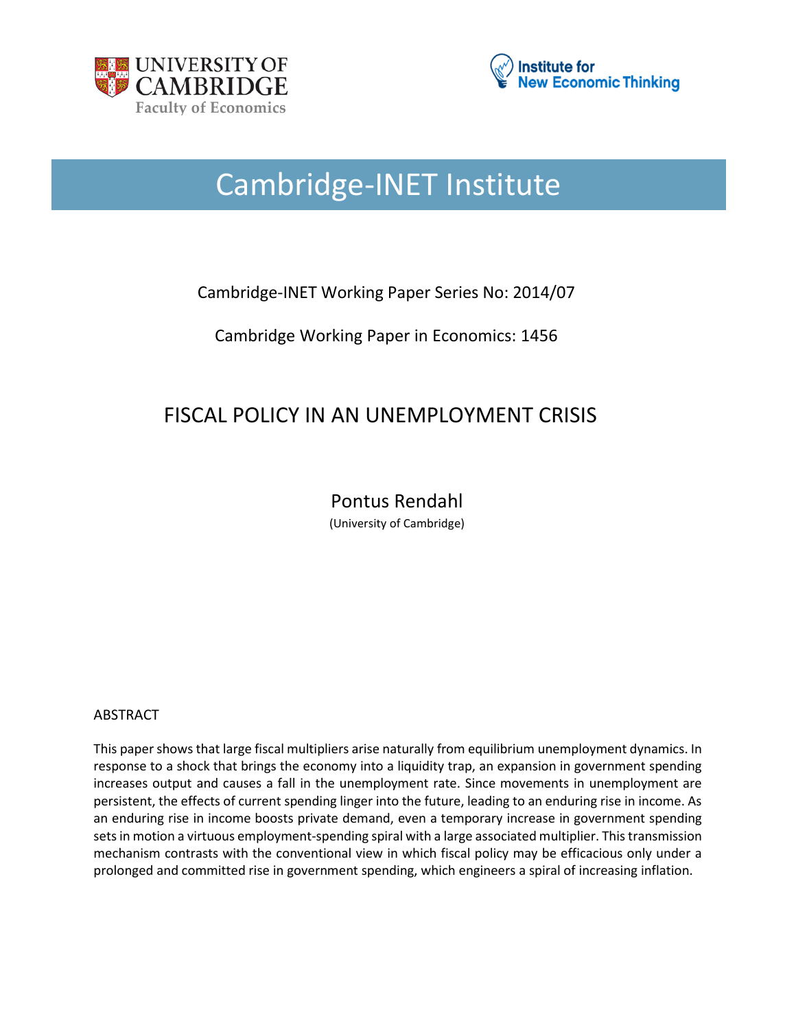UNIVERSITY OF CAMBRIDGE
Faculty of Economics

Institute for New Economic Thinking

# Cambridge-INET Institute

Cambridge-INET Working Paper Series No: 2014/07

Cambridge Working Paper in Economics: 1456

## FISCAL POLICY IN AN UNEMPLOYMENT CRISIS

Pontus Rendahl

(University of Cambridge)

### ABSTRACT

This paper shows that large fiscal multipliers arise naturally from equilibrium unemployment dynamics. In response to a shock that brings the economy into a liquidity trap, an expansion in government spending increases output and causes a fall in the unemployment rate. Since movements in unemployment are persistent, the effects of current spending linger into the future, leading to an enduring rise in income. As an enduring rise in income boosts private demand, even a temporary increase in government spending sets in motion a virtuous employment-spending spiral with a large associated multiplier. This transmission mechanism contrasts with the conventional view in which fiscal policy may be efficacious only under a prolonged and committed rise in government spending, which engineers a spiral of increasing inflation.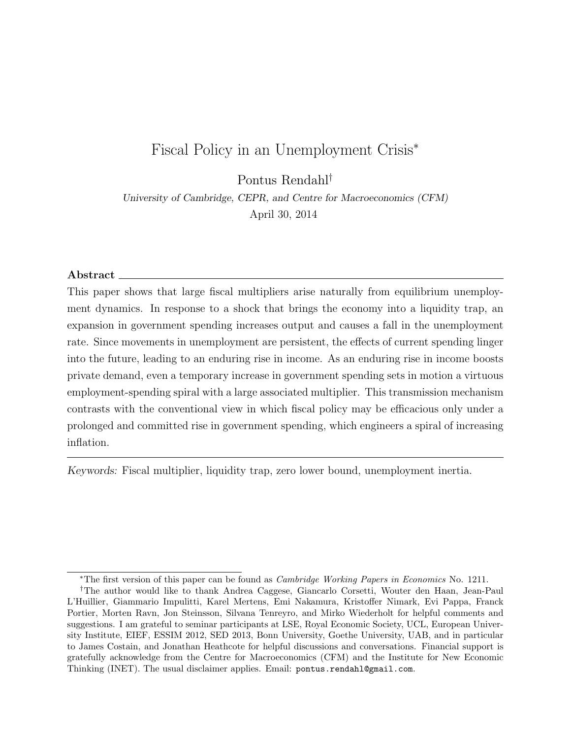# Fiscal Policy in an Unemployment Crisis*

Pontus Rendahl†

*University of Cambridge, CEPR, and Centre for Macroeconomics (CFM)*

April 30, 2014

**Abstract**

This paper shows that large fiscal multipliers arise naturally from equilibrium unemployment dynamics. In response to a shock that brings the economy into a liquidity trap, an expansion in government spending increases output and causes a fall in the unemployment rate. Since movements in unemployment are persistent, the effects of current spending linger into the future, leading to an enduring rise in income. As an enduring rise in income boosts private demand, even a temporary increase in government spending sets in motion a virtuous employment-spending spiral with a large associated multiplier. This transmission mechanism contrasts with the conventional view in which fiscal policy may be efficacious only under a prolonged and committed rise in government spending, which engineers a spiral of increasing inflation.

---

*Keywords:* Fiscal multiplier, liquidity trap, zero lower bound, unemployment inertia.

---

*The first version of this paper can be found as *Cambridge Working Papers in Economics* No. 1211.

†The author would like to thank Andrea Caggese, Giancarlo Corsetti, Wouter den Haan, Jean-Paul L'Huillier, Giammario Impulitti, Karel Mertens, Emi Nakamura, Kristoffer Nimark, Evi Pappa, Franck Portier, Morten Ravn, Jon Steinsson, Silvana Tenreyro, and Mirko Wiederholt for helpful comments and suggestions. I am grateful to seminar participants at LSE, Royal Economic Society, UCL, European University Institute, EIEF, ESSIM 2012, SED 2013, Bonn University, Goethe University, UAB, and in particular to James Costain, and Jonathan Heathcote for helpful discussions and conversations. Financial support is gratefully acknowledge from the Centre for Macroeconomics (CFM) and the Institute for New Economic Thinking (INET). The usual disclaimer applies. Email: `pontus.rendahl@gmail.com`.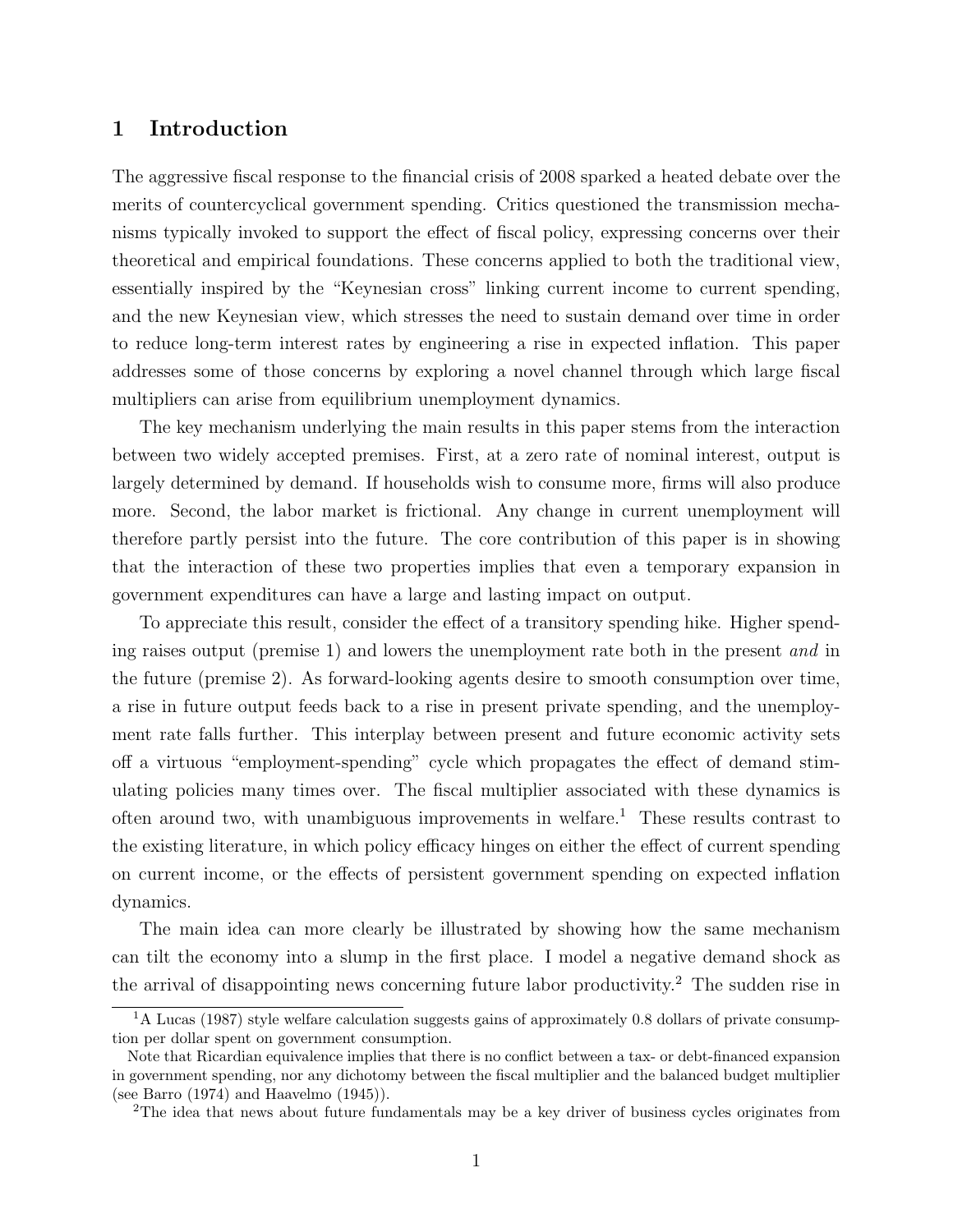## 1 Introduction

The aggressive fiscal response to the financial crisis of 2008 sparked a heated debate over the merits of countercyclical government spending. Critics questioned the transmission mechanisms typically invoked to support the effect of fiscal policy, expressing concerns over their theoretical and empirical foundations. These concerns applied to both the traditional view, essentially inspired by the "Keynesian cross" linking current income to current spending, and the new Keynesian view, which stresses the need to sustain demand over time in order to reduce long-term interest rates by engineering a rise in expected inflation. This paper addresses some of those concerns by exploring a novel channel through which large fiscal multipliers can arise from equilibrium unemployment dynamics.

The key mechanism underlying the main results in this paper stems from the interaction between two widely accepted premises. First, at a zero rate of nominal interest, output is largely determined by demand. If households wish to consume more, firms will also produce more. Second, the labor market is frictional. Any change in current unemployment will therefore partly persist into the future. The core contribution of this paper is in showing that the interaction of these two properties implies that even a temporary expansion in government expenditures can have a large and lasting impact on output.

To appreciate this result, consider the effect of a transitory spending hike. Higher spending raises output (premise 1) and lowers the unemployment rate both in the present *and* in the future (premise 2). As forward-looking agents desire to smooth consumption over time, a rise in future output feeds back to a rise in present private spending, and the unemployment rate falls further. This interplay between present and future economic activity sets off a virtuous "employment-spending" cycle which propagates the effect of demand stimulating policies many times over. The fiscal multiplier associated with these dynamics is often around two, with unambiguous improvements in welfare.[1] These results contrast to the existing literature, in which policy efficacy hinges on either the effect of current spending on current income, or the effects of persistent government spending on expected inflation dynamics.

The main idea can more clearly be illustrated by showing how the same mechanism can tilt the economy into a slump in the first place. I model a negative demand shock as the arrival of disappointing news concerning future labor productivity.[2] The sudden rise in

[1] A Lucas (1987) style welfare calculation suggests gains of approximately 0.8 dollars of private consumption per dollar spent on government consumption.

Note that Ricardian equivalence implies that there is no conflict between a tax- or debt-financed expansion in government spending, nor any dichotomy between the fiscal multiplier and the balanced budget multiplier (see Barro (1974) and Haavelmo (1945)).

[2] The idea that news about future fundamentals may be a key driver of business cycles originates from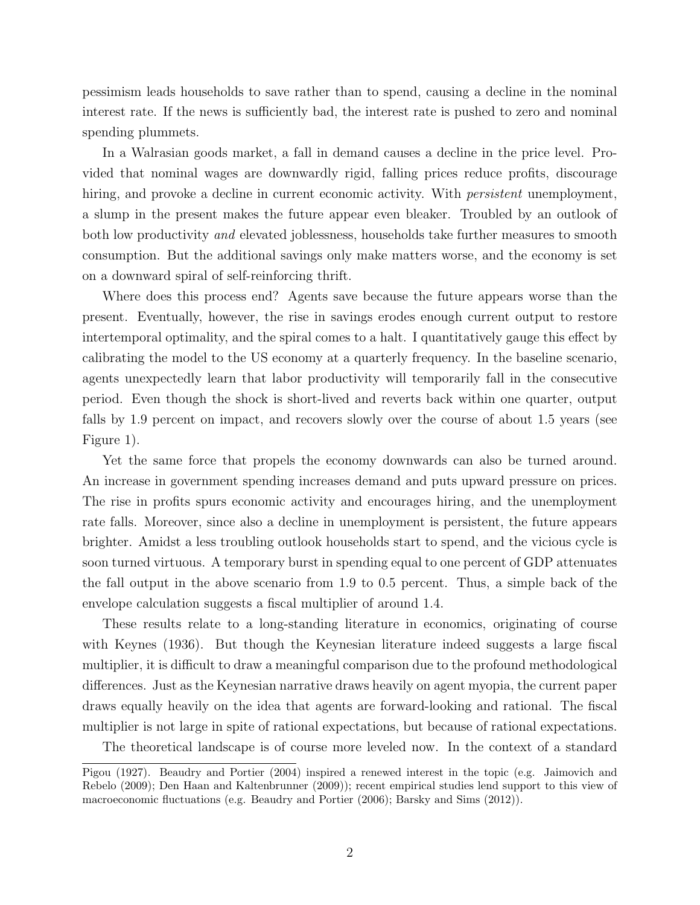pessimism leads households to save rather than to spend, causing a decline in the nominal interest rate. If the news is sufficiently bad, the interest rate is pushed to zero and nominal spending plummets.

In a Walrasian goods market, a fall in demand causes a decline in the price level. Provided that nominal wages are downwardly rigid, falling prices reduce profits, discourage hiring, and provoke a decline in current economic activity. With *persistent* unemployment, a slump in the present makes the future appear even bleaker. Troubled by an outlook of both low productivity *and* elevated joblessness, households take further measures to smooth consumption. But the additional savings only make matters worse, and the economy is set on a downward spiral of self-reinforcing thrift.

Where does this process end? Agents save because the future appears worse than the present. Eventually, however, the rise in savings erodes enough current output to restore intertemporal optimality, and the spiral comes to a halt. I quantitatively gauge this effect by calibrating the model to the US economy at a quarterly frequency. In the baseline scenario, agents unexpectedly learn that labor productivity will temporarily fall in the consecutive period. Even though the shock is short-lived and reverts back within one quarter, output falls by 1.9 percent on impact, and recovers slowly over the course of about 1.5 years (see Figure 1).

Yet the same force that propels the economy downwards can also be turned around. An increase in government spending increases demand and puts upward pressure on prices. The rise in profits spurs economic activity and encourages hiring, and the unemployment rate falls. Moreover, since also a decline in unemployment is persistent, the future appears brighter. Amidst a less troubling outlook households start to spend, and the vicious cycle is soon turned virtuous. A temporary burst in spending equal to one percent of GDP attenuates the fall output in the above scenario from 1.9 to 0.5 percent. Thus, a simple back of the envelope calculation suggests a fiscal multiplier of around 1.4.

These results relate to a long-standing literature in economics, originating of course with Keynes (1936). But though the Keynesian literature indeed suggests a large fiscal multiplier, it is difficult to draw a meaningful comparison due to the profound methodological differences. Just as the Keynesian narrative draws heavily on agent myopia, the current paper draws equally heavily on the idea that agents are forward-looking and rational. The fiscal multiplier is not large in spite of rational expectations, but because of rational expectations.

The theoretical landscape is of course more leveled now. In the context of a standard

Pigou (1927). Beaudry and Portier (2004) inspired a renewed interest in the topic (e.g. Jaimovich and Rebelo (2009); Den Haan and Kaltenbrunner (2009)); recent empirical studies lend support to this view of macroeconomic fluctuations (e.g. Beaudry and Portier (2006); Barsky and Sims (2012)).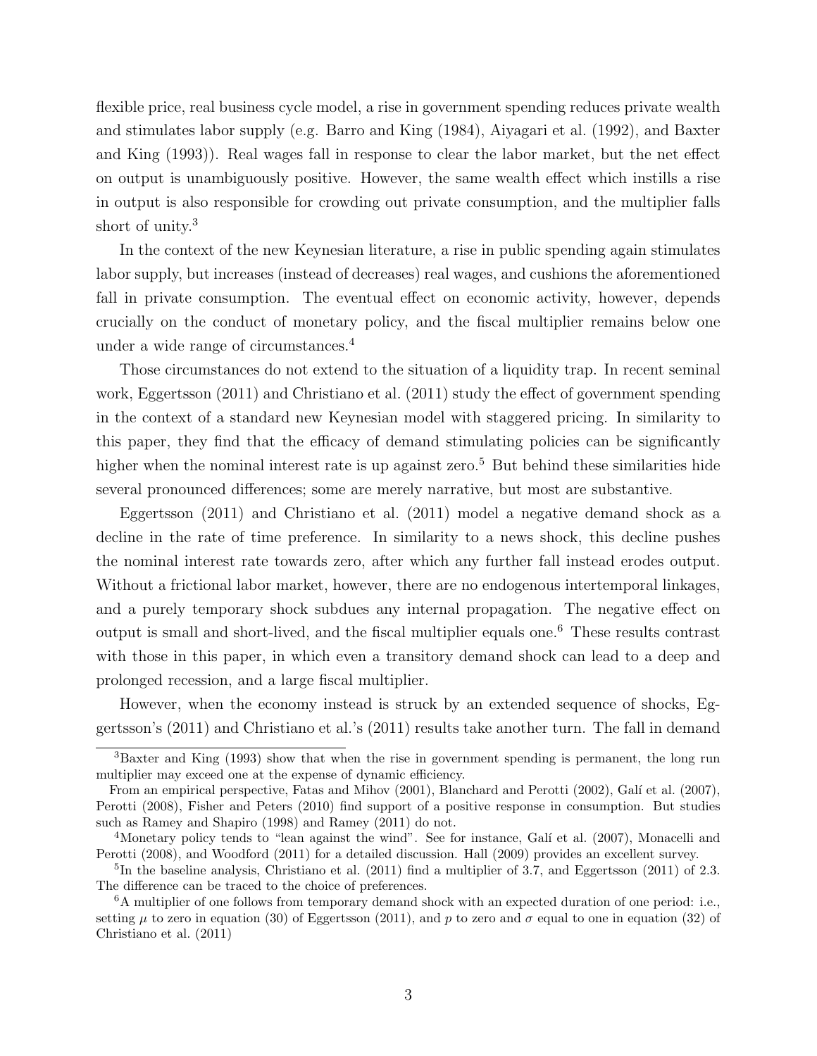flexible price, real business cycle model, a rise in government spending reduces private wealth and stimulates labor supply (e.g. Barro and King (1984), Aiyagari et al. (1992), and Baxter and King (1993)). Real wages fall in response to clear the labor market, but the net effect on output is unambiguously positive. However, the same wealth effect which instills a rise in output is also responsible for crowding out private consumption, and the multiplier falls short of unity.[3]

In the context of the new Keynesian literature, a rise in public spending again stimulates labor supply, but increases (instead of decreases) real wages, and cushions the aforementioned fall in private consumption. The eventual effect on economic activity, however, depends crucially on the conduct of monetary policy, and the fiscal multiplier remains below one under a wide range of circumstances.[4]

Those circumstances do not extend to the situation of a liquidity trap. In recent seminal work, Eggertsson (2011) and Christiano et al. (2011) study the effect of government spending in the context of a standard new Keynesian model with staggered pricing. In similarity to this paper, they find that the efficacy of demand stimulating policies can be significantly higher when the nominal interest rate is up against zero.[5] But behind these similarities hide several pronounced differences; some are merely narrative, but most are substantive.

Eggertsson (2011) and Christiano et al. (2011) model a negative demand shock as a decline in the rate of time preference. In similarity to a news shock, this decline pushes the nominal interest rate towards zero, after which any further fall instead erodes output. Without a frictional labor market, however, there are no endogenous intertemporal linkages, and a purely temporary shock subdues any internal propagation. The negative effect on output is small and short-lived, and the fiscal multiplier equals one.[6] These results contrast with those in this paper, in which even a transitory demand shock can lead to a deep and prolonged recession, and a large fiscal multiplier.

However, when the economy instead is struck by an extended sequence of shocks, Eggertsson's (2011) and Christiano et al.'s (2011) results take another turn. The fall in demand

---

[3]Baxter and King (1993) show that when the rise in government spending is permanent, the long run multiplier may exceed one at the expense of dynamic efficiency.

From an empirical perspective, Fatas and Mihov (2001), Blanchard and Perotti (2002), Galí et al. (2007), Perotti (2008), Fisher and Peters (2010) find support of a positive response in consumption. But studies such as Ramey and Shapiro (1998) and Ramey (2011) do not.

[4]Monetary policy tends to "lean against the wind". See for instance, Galí et al. (2007), Monacelli and Perotti (2008), and Woodford (2011) for a detailed discussion. Hall (2009) provides an excellent survey.

[5]In the baseline analysis, Christiano et al. (2011) find a multiplier of 3.7, and Eggertsson (2011) of 2.3. The difference can be traced to the choice of preferences.

[6]A multiplier of one follows from temporary demand shock with an expected duration of one period: i.e., setting $\mu$ to zero in equation (30) of Eggertsson (2011), and $p$ to zero and $\sigma$ equal to one in equation (32) of Christiano et al. (2011)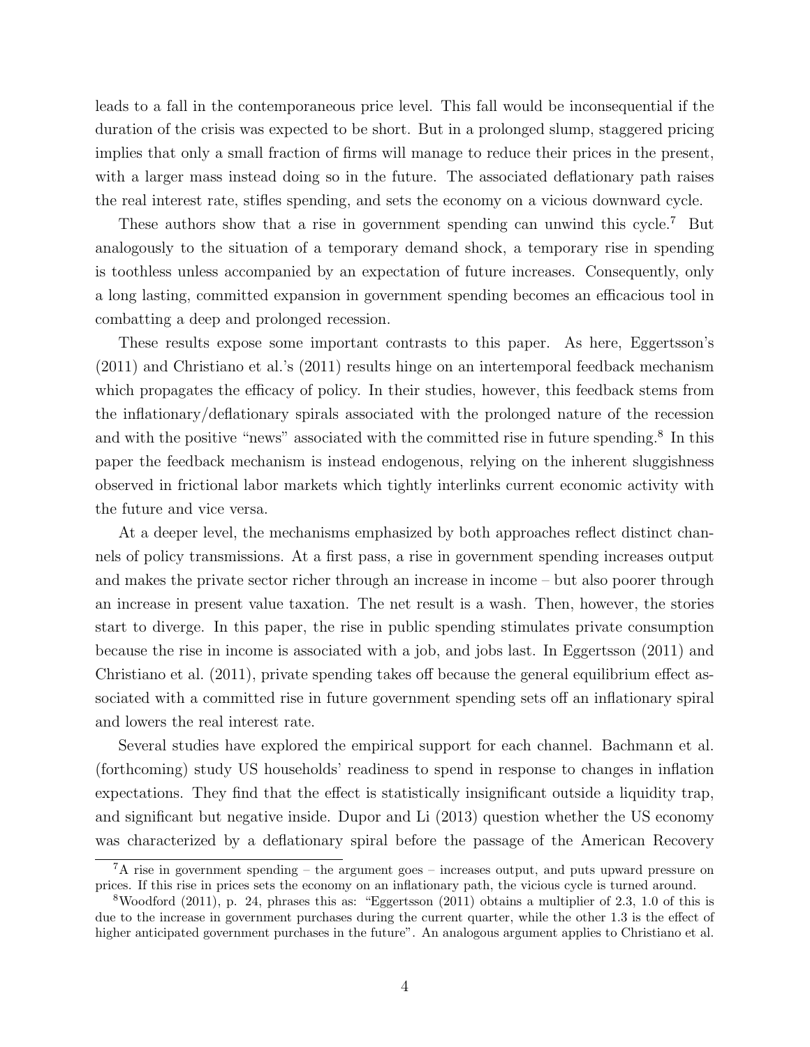leads to a fall in the contemporaneous price level. This fall would be inconsequential if the duration of the crisis was expected to be short. But in a prolonged slump, staggered pricing implies that only a small fraction of firms will manage to reduce their prices in the present, with a larger mass instead doing so in the future. The associated deflationary path raises the real interest rate, stifles spending, and sets the economy on a vicious downward cycle.

These authors show that a rise in government spending can unwind this cycle.[7] But analogously to the situation of a temporary demand shock, a temporary rise in spending is toothless unless accompanied by an expectation of future increases. Consequently, only a long lasting, committed expansion in government spending becomes an efficacious tool in combatting a deep and prolonged recession.

These results expose some important contrasts to this paper. As here, Eggertsson's (2011) and Christiano et al.'s (2011) results hinge on an intertemporal feedback mechanism which propagates the efficacy of policy. In their studies, however, this feedback stems from the inflationary/deflationary spirals associated with the prolonged nature of the recession and with the positive "news" associated with the committed rise in future spending.[8] In this paper the feedback mechanism is instead endogenous, relying on the inherent sluggishness observed in frictional labor markets which tightly interlinks current economic activity with the future and vice versa.

At a deeper level, the mechanisms emphasized by both approaches reflect distinct channels of policy transmissions. At a first pass, a rise in government spending increases output and makes the private sector richer through an increase in income – but also poorer through an increase in present value taxation. The net result is a wash. Then, however, the stories start to diverge. In this paper, the rise in public spending stimulates private consumption because the rise in income is associated with a job, and jobs last. In Eggertsson (2011) and Christiano et al. (2011), private spending takes off because the general equilibrium effect associated with a committed rise in future government spending sets off an inflationary spiral and lowers the real interest rate.

Several studies have explored the empirical support for each channel. Bachmann et al. (forthcoming) study US households' readiness to spend in response to changes in inflation expectations. They find that the effect is statistically insignificant outside a liquidity trap, and significant but negative inside. Dupor and Li (2013) question whether the US economy was characterized by a deflationary spiral before the passage of the American Recovery

[7] A rise in government spending – the argument goes – increases output, and puts upward pressure on prices. If this rise in prices sets the economy on an inflationary path, the vicious cycle is turned around.

[8] Woodford (2011), p. 24, phrases this as: "Eggertsson (2011) obtains a multiplier of 2.3, 1.0 of this is due to the increase in government purchases during the current quarter, while the other 1.3 is the effect of higher anticipated government purchases in the future". An analogous argument applies to Christiano et al.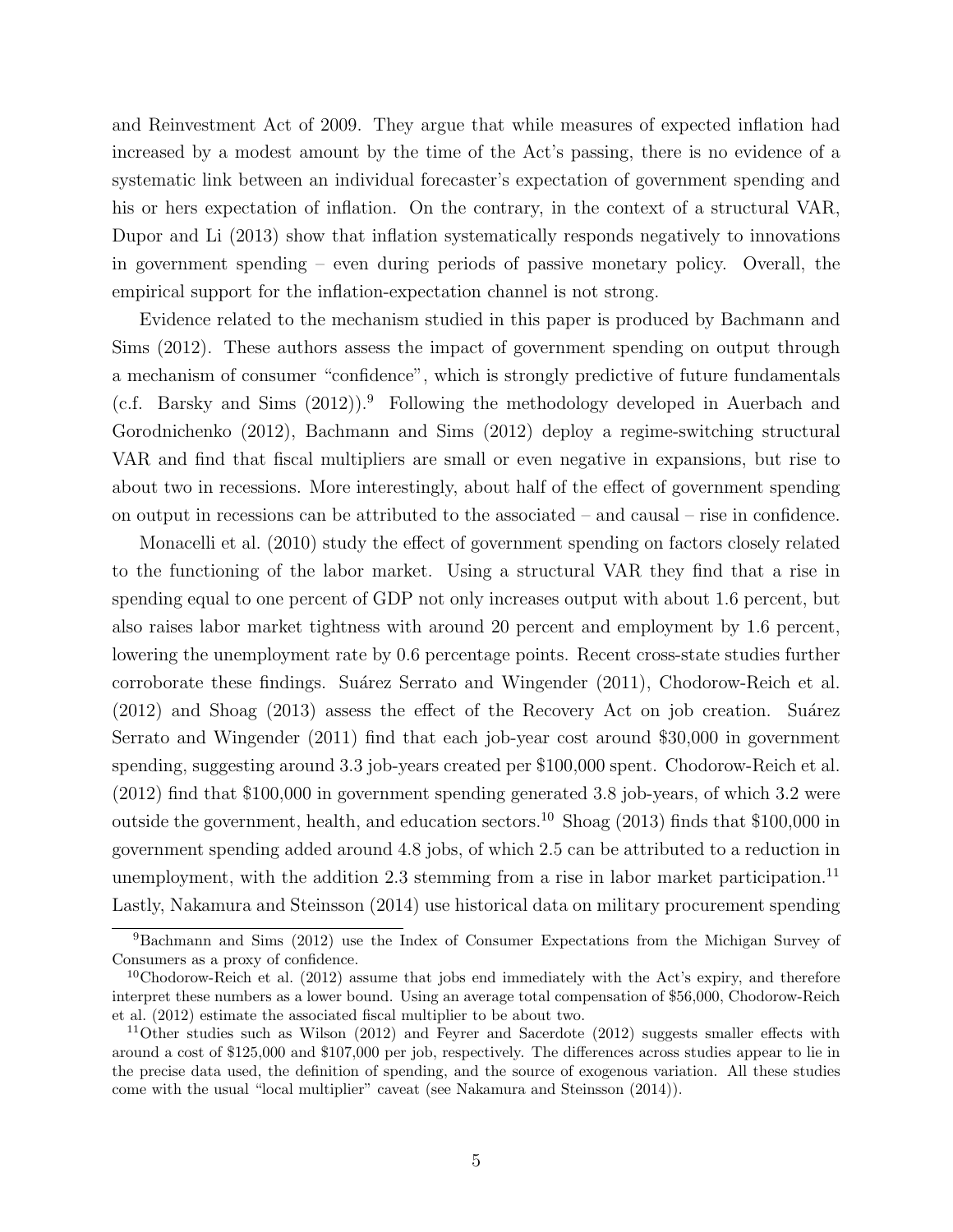and Reinvestment Act of 2009. They argue that while measures of expected inflation had increased by a modest amount by the time of the Act's passing, there is no evidence of a systematic link between an individual forecaster's expectation of government spending and his or hers expectation of inflation. On the contrary, in the context of a structural VAR, Dupor and Li (2013) show that inflation systematically responds negatively to innovations in government spending – even during periods of passive monetary policy. Overall, the empirical support for the inflation-expectation channel is not strong.

Evidence related to the mechanism studied in this paper is produced by Bachmann and Sims (2012). These authors assess the impact of government spending on output through a mechanism of consumer "confidence", which is strongly predictive of future fundamentals (c.f. Barsky and Sims (2012)).[9] Following the methodology developed in Auerbach and Gorodnichenko (2012), Bachmann and Sims (2012) deploy a regime-switching structural VAR and find that fiscal multipliers are small or even negative in expansions, but rise to about two in recessions. More interestingly, about half of the effect of government spending on output in recessions can be attributed to the associated – and causal – rise in confidence.

Monacelli et al. (2010) study the effect of government spending on factors closely related to the functioning of the labor market. Using a structural VAR they find that a rise in spending equal to one percent of GDP not only increases output with about 1.6 percent, but also raises labor market tightness with around 20 percent and employment by 1.6 percent, lowering the unemployment rate by 0.6 percentage points. Recent cross-state studies further corroborate these findings. Suárez Serrato and Wingender (2011), Chodorow-Reich et al. (2012) and Shoag (2013) assess the effect of the Recovery Act on job creation. Suárez Serrato and Wingender (2011) find that each job-year cost around $30,000 in government spending, suggesting around 3.3 job-years created per $100,000 spent. Chodorow-Reich et al. (2012) find that $100,000 in government spending generated 3.8 job-years, of which 3.2 were outside the government, health, and education sectors.[10] Shoag (2013) finds that $100,000 in government spending added around 4.8 jobs, of which 2.5 can be attributed to a reduction in unemployment, with the addition 2.3 stemming from a rise in labor market participation.[11] Lastly, Nakamura and Steinsson (2014) use historical data on military procurement spending

[9] Bachmann and Sims (2012) use the Index of Consumer Expectations from the Michigan Survey of Consumers as a proxy of confidence.

[10] Chodorow-Reich et al. (2012) assume that jobs end immediately with the Act's expiry, and therefore interpret these numbers as a lower bound. Using an average total compensation of $56,000, Chodorow-Reich et al. (2012) estimate the associated fiscal multiplier to be about two.

[11] Other studies such as Wilson (2012) and Feyrer and Sacerdote (2012) suggests smaller effects with around a cost of $125,000 and $107,000 per job, respectively. The differences across studies appear to lie in the precise data used, the definition of spending, and the source of exogenous variation. All these studies come with the usual "local multiplier" caveat (see Nakamura and Steinsson (2014)).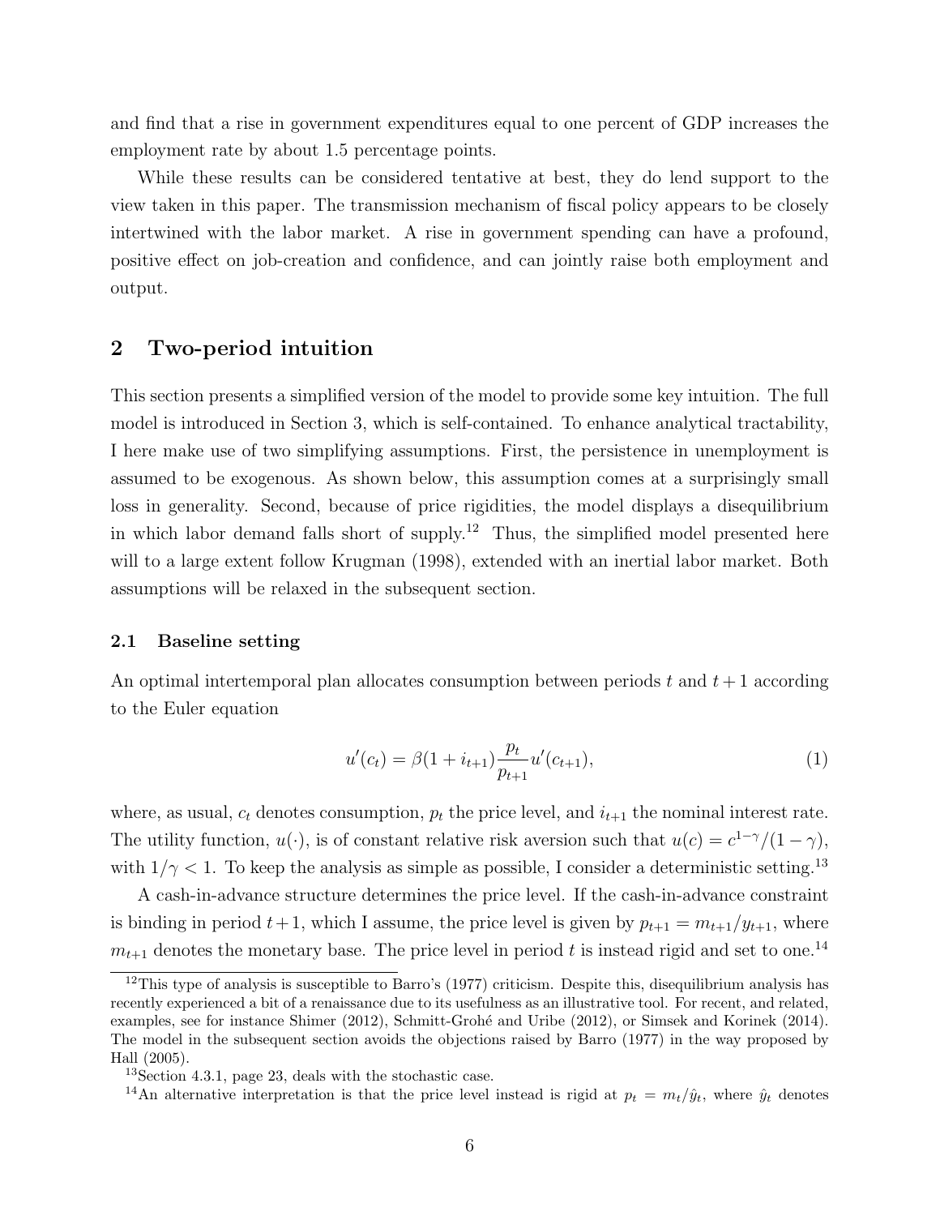and find that a rise in government expenditures equal to one percent of GDP increases the employment rate by about 1.5 percentage points.

While these results can be considered tentative at best, they do lend support to the view taken in this paper. The transmission mechanism of fiscal policy appears to be closely intertwined with the labor market. A rise in government spending can have a profound, positive effect on job-creation and confidence, and can jointly raise both employment and output.

## 2 Two-period intuition

This section presents a simplified version of the model to provide some key intuition. The full model is introduced in Section 3, which is self-contained. To enhance analytical tractability, I here make use of two simplifying assumptions. First, the persistence in unemployment is assumed to be exogenous. As shown below, this assumption comes at a surprisingly small loss in generality. Second, because of price rigidities, the model displays a disequilibrium in which labor demand falls short of supply.[12] Thus, the simplified model presented here will to a large extent follow Krugman (1998), extended with an inertial labor market. Both assumptions will be relaxed in the subsequent section.

### 2.1 Baseline setting

An optimal intertemporal plan allocates consumption between periods $t$ and $t+1$ according to the Euler equation

$$u'(c_t) = \beta(1 + i_{t+1})\frac{p_t}{p_{t+1}}u'(c_{t+1}), \tag{1}$$

where, as usual, $c_t$ denotes consumption, $p_t$ the price level, and $i_{t+1}$ the nominal interest rate. The utility function, $u(\cdot)$, is of constant relative risk aversion such that $u(c) = c^{1-\gamma}/(1-\gamma)$, with $1/\gamma < 1$. To keep the analysis as simple as possible, I consider a deterministic setting.[13]

A cash-in-advance structure determines the price level. If the cash-in-advance constraint is binding in period $t+1$, which I assume, the price level is given by $p_{t+1} = m_{t+1}/y_{t+1}$, where $m_{t+1}$ denotes the monetary base. The price level in period $t$ is instead rigid and set to one.[14]

[12] This type of analysis is susceptible to Barro's (1977) criticism. Despite this, disequilibrium analysis has recently experienced a bit of a renaissance due to its usefulness as an illustrative tool. For recent, and related, examples, see for instance Shimer (2012), Schmitt-Grohé and Uribe (2012), or Simsek and Korinek (2014). The model in the subsequent section avoids the objections raised by Barro (1977) in the way proposed by Hall (2005).

[13] Section 4.3.1, page 23, deals with the stochastic case.

[14] An alternative interpretation is that the price level instead is rigid at $p_t = m_t/\hat{y}_t$, where $\hat{y}_t$ denotes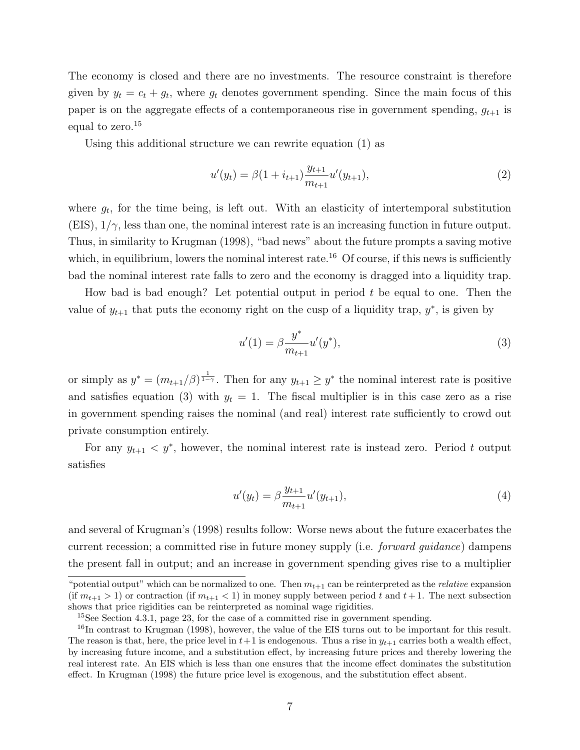The economy is closed and there are no investments. The resource constraint is therefore given by $y_t = c_t + g_t$, where $g_t$ denotes government spending. Since the main focus of this paper is on the aggregate effects of a contemporaneous rise in government spending, $g_{t+1}$ is equal to zero.[15]

Using this additional structure we can rewrite equation (1) as

$$u'(y_t) = \beta(1 + i_{t+1}) \frac{y_{t+1}}{m_{t+1}} u'(y_{t+1}), \tag{2}$$

where $g_t$, for the time being, is left out. With an elasticity of intertemporal substitution (EIS), $1/\gamma$, less than one, the nominal interest rate is an increasing function in future output. Thus, in similarity to Krugman (1998), "bad news" about the future prompts a saving motive which, in equilibrium, lowers the nominal interest rate.[16] Of course, if this news is sufficiently bad the nominal interest rate falls to zero and the economy is dragged into a liquidity trap.

How bad is bad enough? Let potential output in period $t$ be equal to one. Then the value of $y_{t+1}$ that puts the economy right on the cusp of a liquidity trap, $y^*$, is given by

$$u'(1) = \beta \frac{y^*}{m_{t+1}} u'(y^*), \tag{3}$$

or simply as $y^* = (m_{t+1}/\beta)^{\frac{1}{1-\gamma}}$. Then for any $y_{t+1} \geq y^*$ the nominal interest rate is positive and satisfies equation (3) with $y_t = 1$. The fiscal multiplier is in this case zero as a rise in government spending raises the nominal (and real) interest rate sufficiently to crowd out private consumption entirely.

For any $y_{t+1} < y^*$, however, the nominal interest rate is instead zero. Period $t$ output satisfies

$$u'(y_t) = \beta \frac{y_{t+1}}{m_{t+1}} u'(y_{t+1}), \tag{4}$$

and several of Krugman's (1998) results follow: Worse news about the future exacerbates the current recession; a committed rise in future money supply (i.e. *forward guidance*) dampens the present fall in output; and an increase in government spending gives rise to a multiplier

---

"potential output" which can be normalized to one. Then $m_{t+1}$ can be reinterpreted as the *relative* expansion (if $m_{t+1} > 1$) or contraction (if $m_{t+1} < 1$) in money supply between period $t$ and $t+1$. The next subsection shows that price rigidities can be reinterpreted as nominal wage rigidities.

[15] See Section 4.3.1, page 23, for the case of a committed rise in government spending.

[16] In contrast to Krugman (1998), however, the value of the EIS turns out to be important for this result. The reason is that, here, the price level in $t+1$ is endogenous. Thus a rise in $y_{t+1}$ carries both a wealth effect, by increasing future income, and a substitution effect, by increasing future prices and thereby lowering the real interest rate. An EIS which is less than one ensures that the income effect dominates the substitution effect. In Krugman (1998) the future price level is exogenous, and the substitution effect absent.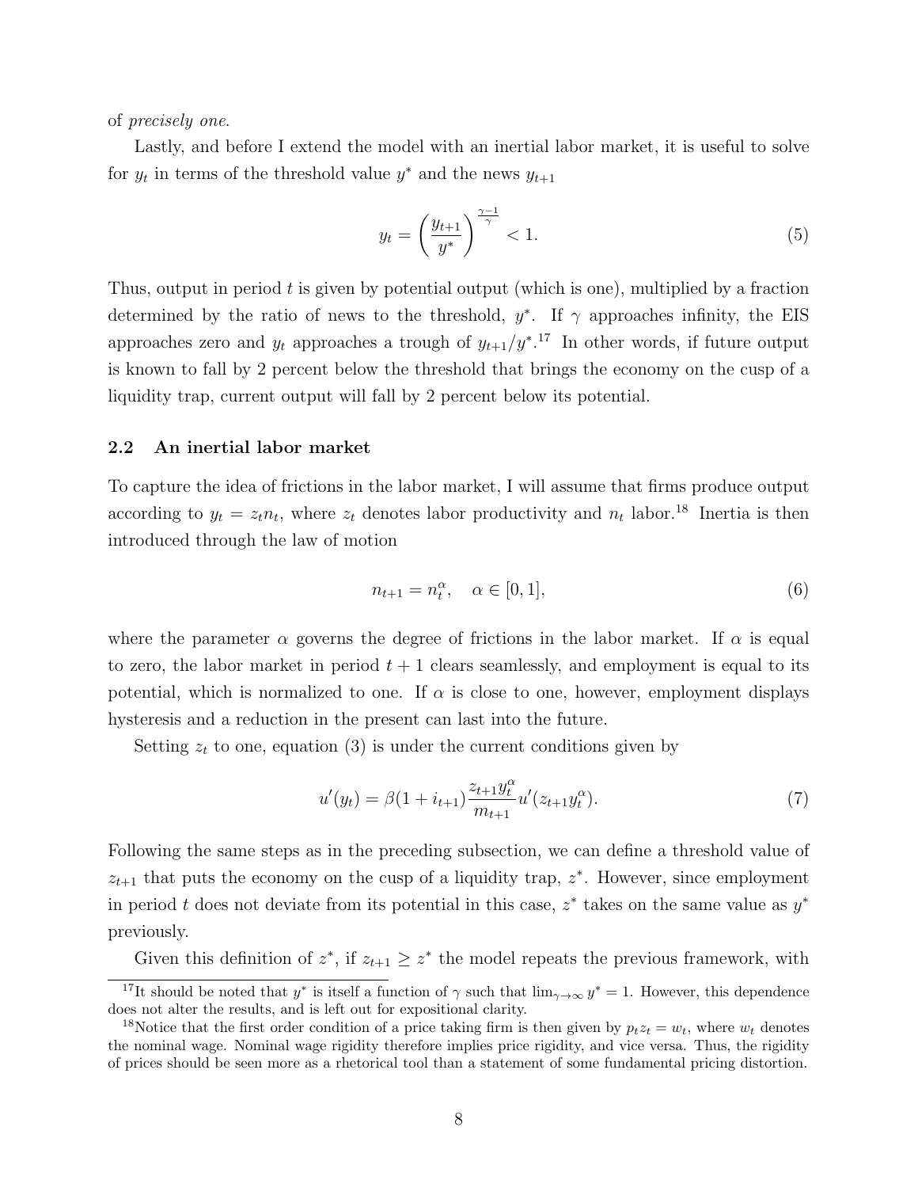of *precisely one*.

Lastly, and before I extend the model with an inertial labor market, it is useful to solve for $y_t$ in terms of the threshold value $y^*$ and the news $y_{t+1}$

$$y_t = \left(\frac{y_{t+1}}{y^*}\right)^{\frac{\gamma-1}{\gamma}} < 1. \tag{5}$$

Thus, output in period $t$ is given by potential output (which is one), multiplied by a fraction determined by the ratio of news to the threshold, $y^*$. If $\gamma$ approaches infinity, the EIS approaches zero and $y_t$ approaches a trough of $y_{t+1}/y^*$.[17] In other words, if future output is known to fall by 2 percent below the threshold that brings the economy on the cusp of a liquidity trap, current output will fall by 2 percent below its potential.

### 2.2 An inertial labor market

To capture the idea of frictions in the labor market, I will assume that firms produce output according to $y_t = z_t n_t$, where $z_t$ denotes labor productivity and $n_t$ labor.[18] Inertia is then introduced through the law of motion

$$n_{t+1} = n_t^{\alpha}, \quad \alpha \in [0, 1], \tag{6}$$

where the parameter $\alpha$ governs the degree of frictions in the labor market. If $\alpha$ is equal to zero, the labor market in period $t+1$ clears seamlessly, and employment is equal to its potential, which is normalized to one. If $\alpha$ is close to one, however, employment displays hysteresis and a reduction in the present can last into the future.

Setting $z_t$ to one, equation (3) is under the current conditions given by

$$u'(y_t) = \beta(1 + i_{t+1}) \frac{z_{t+1} y_t^{\alpha}}{m_{t+1}} u'(z_{t+1} y_t^{\alpha}). \tag{7}$$

Following the same steps as in the preceding subsection, we can define a threshold value of $z_{t+1}$ that puts the economy on the cusp of a liquidity trap, $z^*$. However, since employment in period $t$ does not deviate from its potential in this case, $z^*$ takes on the same value as $y^*$ previously.

Given this definition of $z^*$, if $z_{t+1} \geq z^*$ the model repeats the previous framework, with

[17] It should be noted that $y^*$ is itself a function of $\gamma$ such that $\lim_{\gamma \to \infty} y^* = 1$. However, this dependence does not alter the results, and is left out for expositional clarity.

[18] Notice that the first order condition of a price taking firm is then given by $p_t z_t = w_t$, where $w_t$ denotes the nominal wage. Nominal wage rigidity therefore implies price rigidity, and vice versa. Thus, the rigidity of prices should be seen more as a rhetorical tool than a statement of some fundamental pricing distortion.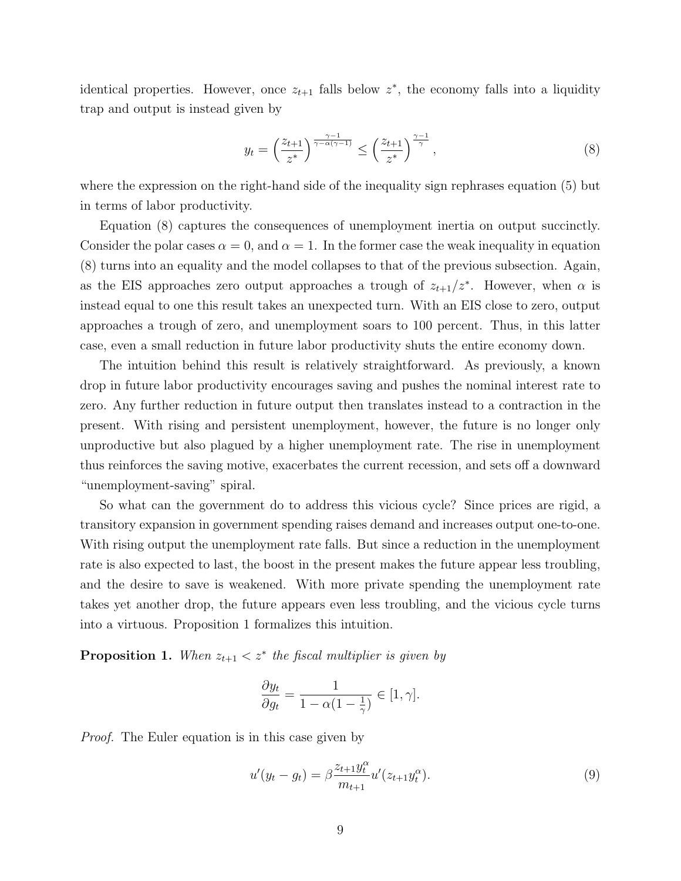identical properties. However, once $z_{t+1}$ falls below $z^*$, the economy falls into a liquidity trap and output is instead given by

$$y_t = \left(\frac{z_{t+1}}{z^*}\right)^{\frac{\gamma-1}{\gamma-\alpha(\gamma-1)}} \leq \left(\frac{z_{t+1}}{z^*}\right)^{\frac{\gamma-1}{\gamma}}, \tag{8}$$

where the expression on the right-hand side of the inequality sign rephrases equation (5) but in terms of labor productivity.

Equation (8) captures the consequences of unemployment inertia on output succinctly. Consider the polar cases $\alpha = 0$, and $\alpha = 1$. In the former case the weak inequality in equation (8) turns into an equality and the model collapses to that of the previous subsection. Again, as the EIS approaches zero output approaches a trough of $z_{t+1}/z^*$. However, when $\alpha$ is instead equal to one this result takes an unexpected turn. With an EIS close to zero, output approaches a trough of zero, and unemployment soars to 100 percent. Thus, in this latter case, even a small reduction in future labor productivity shuts the entire economy down.

The intuition behind this result is relatively straightforward. As previously, a known drop in future labor productivity encourages saving and pushes the nominal interest rate to zero. Any further reduction in future output then translates instead to a contraction in the present. With rising and persistent unemployment, however, the future is no longer only unproductive but also plagued by a higher unemployment rate. The rise in unemployment thus reinforces the saving motive, exacerbates the current recession, and sets off a downward "unemployment-saving" spiral.

So what can the government do to address this vicious cycle? Since prices are rigid, a transitory expansion in government spending raises demand and increases output one-to-one. With rising output the unemployment rate falls. But since a reduction in the unemployment rate is also expected to last, the boost in the present makes the future appear less troubling, and the desire to save is weakened. With more private spending the unemployment rate takes yet another drop, the future appears even less troubling, and the vicious cycle turns into a virtuous. Proposition 1 formalizes this intuition.

**Proposition 1.** *When $z_{t+1} < z^*$ the fiscal multiplier is given by*

$$\frac{\partial y_t}{\partial g_t} = \frac{1}{1 - \alpha(1 - \frac{1}{\gamma})} \in [1, \gamma].$$

*Proof.* The Euler equation is in this case given by

$$u'(y_t - g_t) = \beta \frac{z_{t+1} y_t^{\alpha}}{m_{t+1}} u'(z_{t+1} y_t^{\alpha}). \tag{9}$$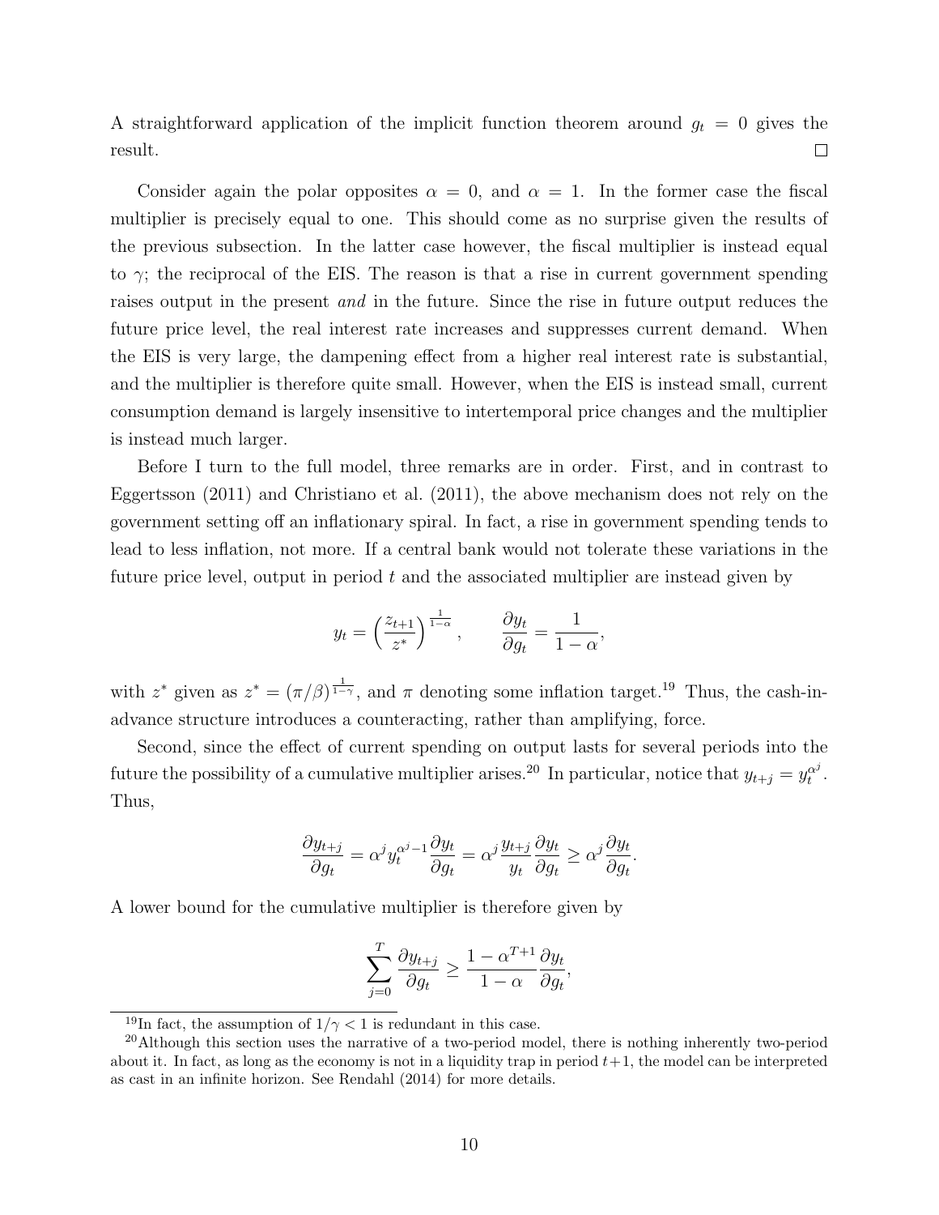A straightforward application of the implicit function theorem around $g_t = 0$ gives the result. □

Consider again the polar opposites $\alpha = 0$, and $\alpha = 1$. In the former case the fiscal multiplier is precisely equal to one. This should come as no surprise given the results of the previous subsection. In the latter case however, the fiscal multiplier is instead equal to $\gamma$; the reciprocal of the EIS. The reason is that a rise in current government spending raises output in the present *and* in the future. Since the rise in future output reduces the future price level, the real interest rate increases and suppresses current demand. When the EIS is very large, the dampening effect from a higher real interest rate is substantial, and the multiplier is therefore quite small. However, when the EIS is instead small, current consumption demand is largely insensitive to intertemporal price changes and the multiplier is instead much larger.

Before I turn to the full model, three remarks are in order. First, and in contrast to Eggertsson (2011) and Christiano et al. (2011), the above mechanism does not rely on the government setting off an inflationary spiral. In fact, a rise in government spending tends to lead to less inflation, not more. If a central bank would not tolerate these variations in the future price level, output in period $t$ and the associated multiplier are instead given by

$$y_t = \left(\frac{z_{t+1}}{z^*}\right)^{\frac{1}{1-\alpha}}, \qquad \frac{\partial y_t}{\partial g_t} = \frac{1}{1-\alpha},$$

with $z^*$ given as $z^* = (\pi/\beta)^{\frac{1}{1-\gamma}}$, and $\pi$ denoting some inflation target.[19] Thus, the cash-in-advance structure introduces a counteracting, rather than amplifying, force.

Second, since the effect of current spending on output lasts for several periods into the future the possibility of a cumulative multiplier arises.[20] In particular, notice that $y_{t+j} = y_t^{\alpha^j}$. Thus,

$$\frac{\partial y_{t+j}}{\partial g_t} = \alpha^j y_t^{\alpha^j - 1} \frac{\partial y_t}{\partial g_t} = \alpha^j \frac{y_{t+j}}{y_t} \frac{\partial y_t}{\partial g_t} \geq \alpha^j \frac{\partial y_t}{\partial g_t}.$$

A lower bound for the cumulative multiplier is therefore given by

$$\sum_{j=0}^{T} \frac{\partial y_{t+j}}{\partial g_t} \geq \frac{1 - \alpha^{T+1}}{1 - \alpha} \frac{\partial y_t}{\partial g_t},$$

[19] In fact, the assumption of $1/\gamma < 1$ is redundant in this case.

[20] Although this section uses the narrative of a two-period model, there is nothing inherently two-period about it. In fact, as long as the economy is not in a liquidity trap in period $t+1$, the model can be interpreted as cast in an infinite horizon. See Rendahl (2014) for more details.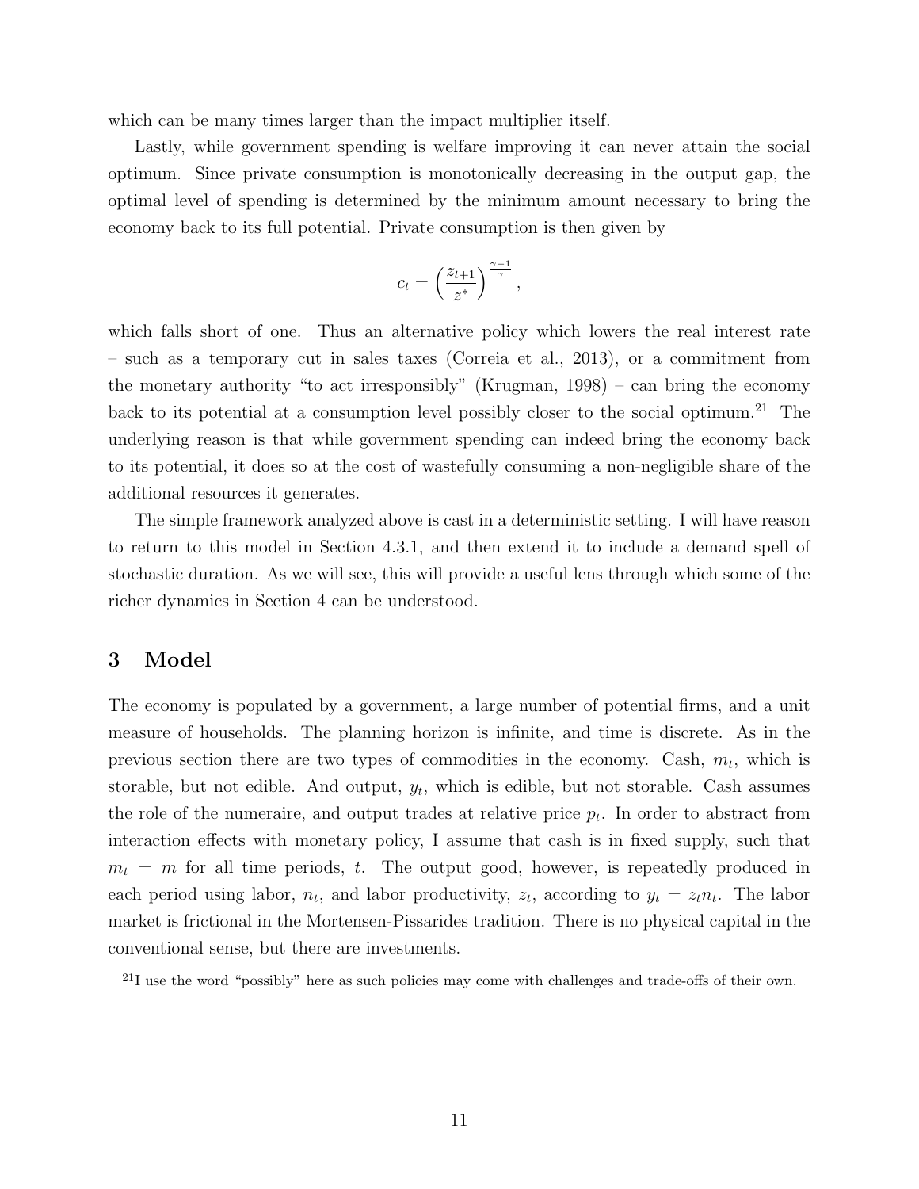which can be many times larger than the impact multiplier itself.

Lastly, while government spending is welfare improving it can never attain the social optimum. Since private consumption is monotonically decreasing in the output gap, the optimal level of spending is determined by the minimum amount necessary to bring the economy back to its full potential. Private consumption is then given by

$$c_t = \left(\frac{z_{t+1}}{z^*}\right)^{\frac{\gamma-1}{\gamma}},$$

which falls short of one. Thus an alternative policy which lowers the real interest rate – such as a temporary cut in sales taxes (Correia et al., 2013), or a commitment from the monetary authority "to act irresponsibly" (Krugman, 1998) – can bring the economy back to its potential at a consumption level possibly closer to the social optimum.[21] The underlying reason is that while government spending can indeed bring the economy back to its potential, it does so at the cost of wastefully consuming a non-negligible share of the additional resources it generates.

The simple framework analyzed above is cast in a deterministic setting. I will have reason to return to this model in Section 4.3.1, and then extend it to include a demand spell of stochastic duration. As we will see, this will provide a useful lens through which some of the richer dynamics in Section 4 can be understood.

## 3 Model

The economy is populated by a government, a large number of potential firms, and a unit measure of households. The planning horizon is infinite, and time is discrete. As in the previous section there are two types of commodities in the economy. Cash, $m_t$, which is storable, but not edible. And output, $y_t$, which is edible, but not storable. Cash assumes the role of the numeraire, and output trades at relative price $p_t$. In order to abstract from interaction effects with monetary policy, I assume that cash is in fixed supply, such that $m_t = m$ for all time periods, $t$. The output good, however, is repeatedly produced in each period using labor, $n_t$, and labor productivity, $z_t$, according to $y_t = z_t n_t$. The labor market is frictional in the Mortensen-Pissarides tradition. There is no physical capital in the conventional sense, but there are investments.

[21] I use the word "possibly" here as such policies may come with challenges and trade-offs of their own.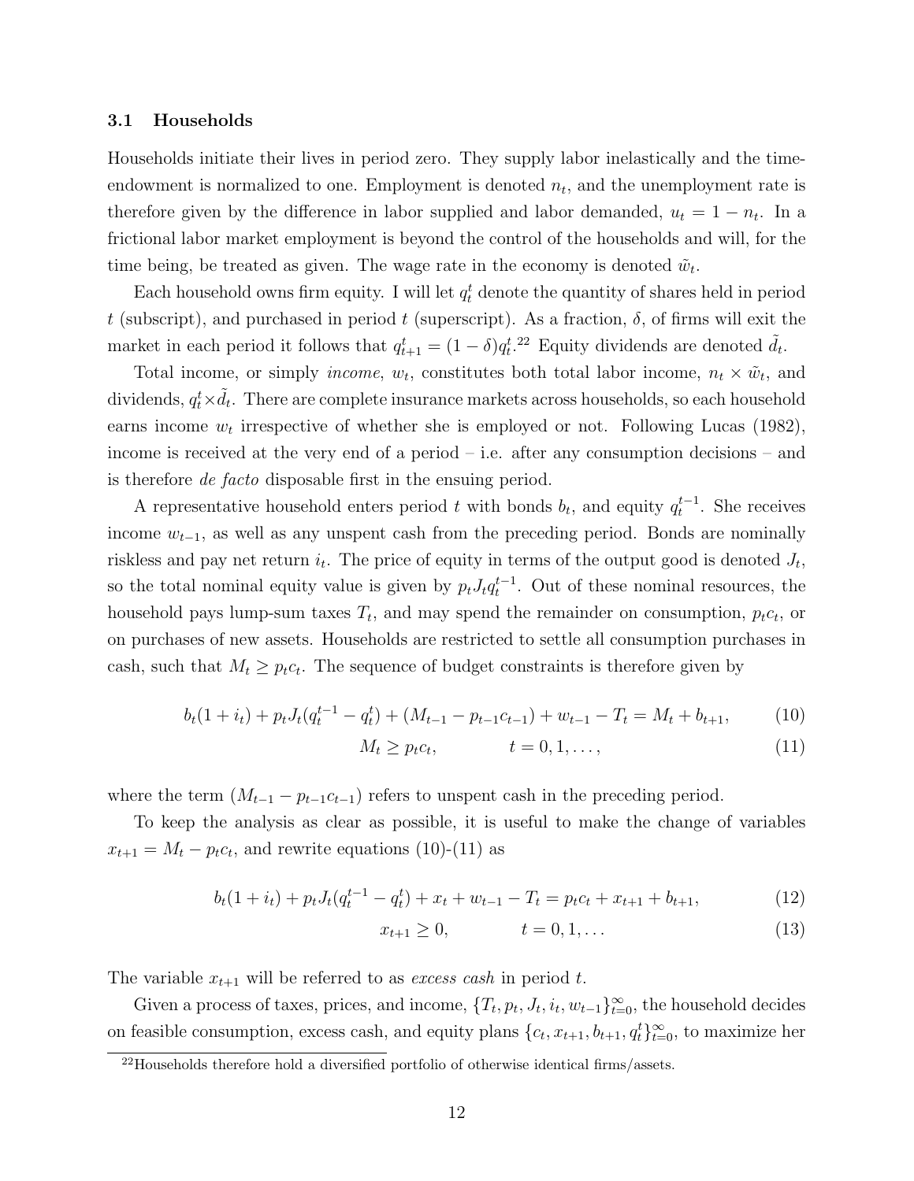### 3.1 Households

Households initiate their lives in period zero. They supply labor inelastically and the time-endowment is normalized to one. Employment is denoted $n_t$, and the unemployment rate is therefore given by the difference in labor supplied and labor demanded, $u_t = 1 - n_t$. In a frictional labor market employment is beyond the control of the households and will, for the time being, be treated as given. The wage rate in the economy is denoted $\tilde{w}_t$.

Each household owns firm equity. I will let $q_t^t$ denote the quantity of shares held in period $t$ (subscript), and purchased in period $t$ (superscript). As a fraction, $\delta$, of firms will exit the market in each period it follows that $q_{t+1}^t = (1-\delta)q_t^t$.[22] Equity dividends are denoted $\tilde{d}_t$.

Total income, or simply *income*, $w_t$, constitutes both total labor income, $n_t \times \tilde{w}_t$, and dividends, $q_t^t \times \tilde{d}_t$. There are complete insurance markets across households, so each household earns income $w_t$ irrespective of whether she is employed or not. Following Lucas (1982), income is received at the very end of a period – i.e. after any consumption decisions – and is therefore *de facto* disposable first in the ensuing period.

A representative household enters period $t$ with bonds $b_t$, and equity $q_t^{t-1}$. She receives income $w_{t-1}$, as well as any unspent cash from the preceding period. Bonds are nominally riskless and pay net return $i_t$. The price of equity in terms of the output good is denoted $J_t$, so the total nominal equity value is given by $p_t J_t q_t^{t-1}$. Out of these nominal resources, the household pays lump-sum taxes $T_t$, and may spend the remainder on consumption, $p_t c_t$, or on purchases of new assets. Households are restricted to settle all consumption purchases in cash, such that $M_t \geq p_t c_t$. The sequence of budget constraints is therefore given by

$$b_t(1+i_t) + p_t J_t(q_t^{t-1} - q_t^t) + (M_{t-1} - p_{t-1}c_{t-1}) + w_{t-1} - T_t = M_t + b_{t+1}, \tag{10}$$

$$M_t \geq p_t c_t, \qquad t = 0, 1, \ldots, \tag{11}$$

where the term $(M_{t-1} - p_{t-1}c_{t-1})$ refers to unspent cash in the preceding period.

To keep the analysis as clear as possible, it is useful to make the change of variables $x_{t+1} = M_t - p_t c_t$, and rewrite equations (10)-(11) as

$$b_t(1+i_t) + p_t J_t(q_t^{t-1} - q_t^t) + x_t + w_{t-1} - T_t = p_t c_t + x_{t+1} + b_{t+1}, \tag{12}$$

$$x_{t+1} \geq 0, \qquad t = 0, 1, \ldots \tag{13}$$

The variable $x_{t+1}$ will be referred to as *excess cash* in period $t$.

Given a process of taxes, prices, and income, $\{T_t, p_t, J_t, i_t, w_{t-1}\}_{t=0}^{\infty}$, the household decides on feasible consumption, excess cash, and equity plans $\{c_t, x_{t+1}, b_{t+1}, q_t^t\}_{t=0}^{\infty}$, to maximize her

[22] Households therefore hold a diversified portfolio of otherwise identical firms/assets.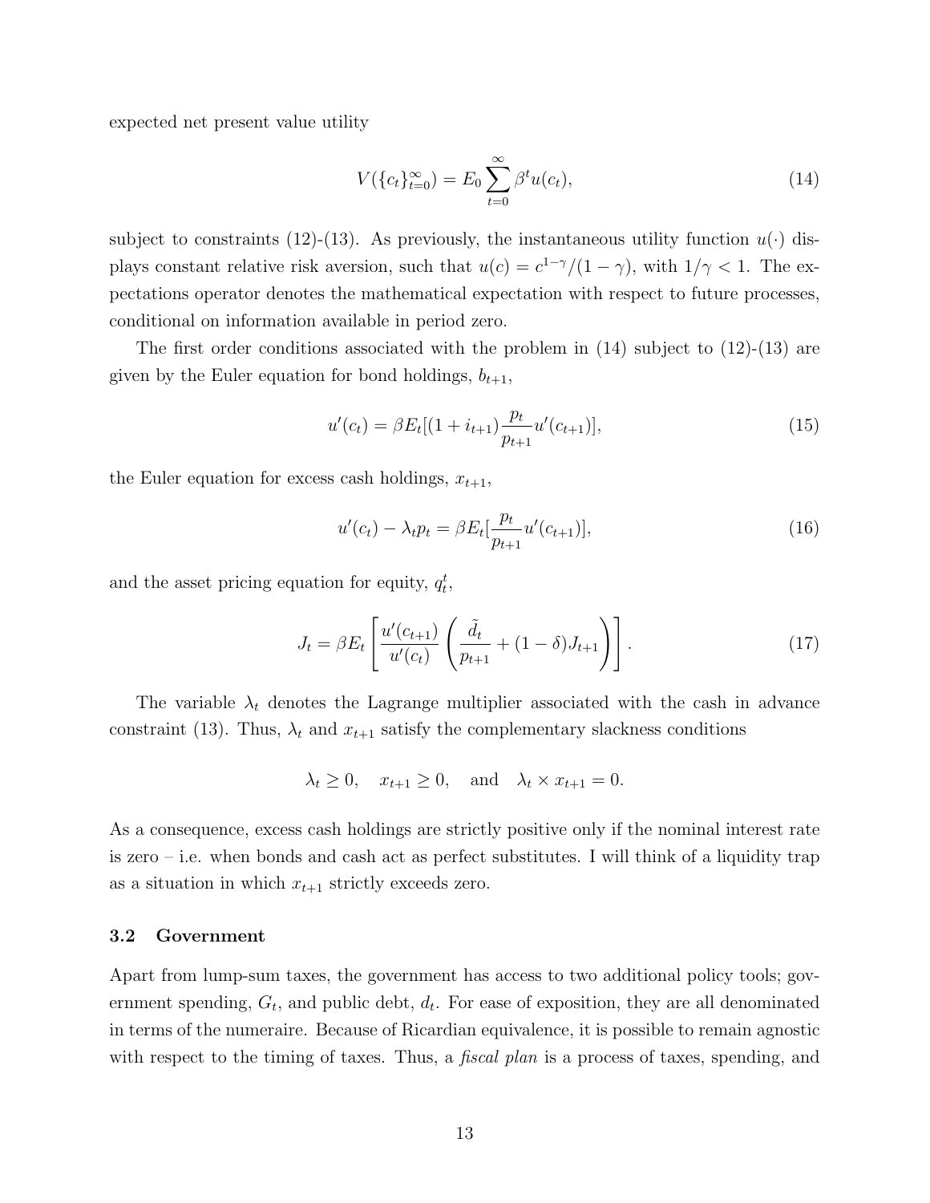expected net present value utility

$$V(\{c_t\}_{t=0}^{\infty}) = E_0 \sum_{t=0}^{\infty} \beta^t u(c_t), \tag{14}$$

subject to constraints (12)-(13). As previously, the instantaneous utility function $u(\cdot)$ displays constant relative risk aversion, such that $u(c) = c^{1-\gamma}/(1-\gamma)$, with $1/\gamma < 1$. The expectations operator denotes the mathematical expectation with respect to future processes, conditional on information available in period zero.

The first order conditions associated with the problem in (14) subject to (12)-(13) are given by the Euler equation for bond holdings, $b_{t+1}$,

$$u'(c_t) = \beta E_t[(1+i_{t+1})\frac{p_t}{p_{t+1}}u'(c_{t+1})], \tag{15}$$

the Euler equation for excess cash holdings, $x_{t+1}$,

$$u'(c_t) - \lambda_t p_t = \beta E_t[\frac{p_t}{p_{t+1}}u'(c_{t+1})], \tag{16}$$

and the asset pricing equation for equity, $q_t^t$,

$$J_t = \beta E_t \left[ \frac{u'(c_{t+1})}{u'(c_t)} \left( \frac{\tilde{d}_t}{p_{t+1}} + (1-\delta) J_{t+1} \right) \right]. \tag{17}$$

The variable $\lambda_t$ denotes the Lagrange multiplier associated with the cash in advance constraint (13). Thus, $\lambda_t$ and $x_{t+1}$ satisfy the complementary slackness conditions

$$\lambda_t \geq 0, \quad x_{t+1} \geq 0, \quad \text{and} \quad \lambda_t \times x_{t+1} = 0.$$

As a consequence, excess cash holdings are strictly positive only if the nominal interest rate is zero – i.e. when bonds and cash act as perfect substitutes. I will think of a liquidity trap as a situation in which $x_{t+1}$ strictly exceeds zero.

### 3.2 Government

Apart from lump-sum taxes, the government has access to two additional policy tools; government spending, $G_t$, and public debt, $d_t$. For ease of exposition, they are all denominated in terms of the numeraire. Because of Ricardian equivalence, it is possible to remain agnostic with respect to the timing of taxes. Thus, a *fiscal plan* is a process of taxes, spending, and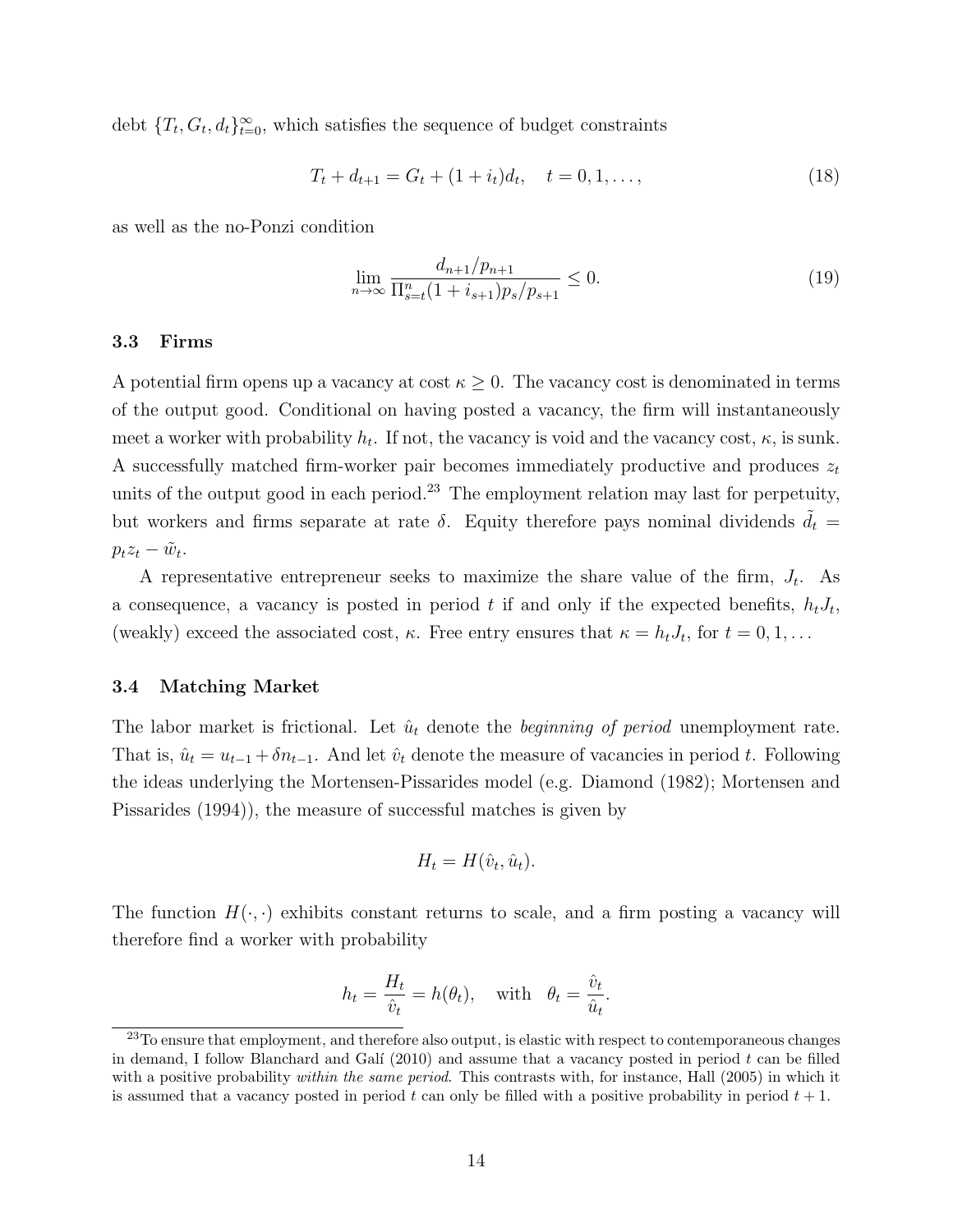debt $\{T_t, G_t, d_t\}_{t=0}^{\infty}$, which satisfies the sequence of budget constraints

$$T_t + d_{t+1} = G_t + (1 + i_t)d_t, \quad t = 0, 1, \ldots, \tag{18}$$

as well as the no-Ponzi condition

$$\lim_{n \to \infty} \frac{d_{n+1}/p_{n+1}}{\Pi_{s=t}^{n}(1 + i_{s+1})p_s/p_{s+1}} \leq 0. \tag{19}$$

### 3.3 Firms

A potential firm opens up a vacancy at cost $\kappa \geq 0$. The vacancy cost is denominated in terms of the output good. Conditional on having posted a vacancy, the firm will instantaneously meet a worker with probability $h_t$. If not, the vacancy is void and the vacancy cost, $\kappa$, is sunk. A successfully matched firm-worker pair becomes immediately productive and produces $z_t$ units of the output good in each period.[23] The employment relation may last for perpetuity, but workers and firms separate at rate $\delta$. Equity therefore pays nominal dividends $\tilde{d}_t = p_t z_t - \tilde{w}_t$.

A representative entrepreneur seeks to maximize the share value of the firm, $J_t$. As a consequence, a vacancy is posted in period $t$ if and only if the expected benefits, $h_t J_t$, (weakly) exceed the associated cost, $\kappa$. Free entry ensures that $\kappa = h_t J_t$, for $t = 0, 1, \ldots$

### 3.4 Matching Market

The labor market is frictional. Let $\hat{u}_t$ denote the *beginning of period* unemployment rate. That is, $\hat{u}_t = u_{t-1} + \delta n_{t-1}$. And let $\hat{v}_t$ denote the measure of vacancies in period $t$. Following the ideas underlying the Mortensen-Pissarides model (e.g. Diamond (1982); Mortensen and Pissarides (1994)), the measure of successful matches is given by

$$H_t = H(\hat{v}_t, \hat{u}_t).$$

The function $H(\cdot, \cdot)$ exhibits constant returns to scale, and a firm posting a vacancy will therefore find a worker with probability

$$h_t = \frac{H_t}{\hat{v}_t} = h(\theta_t), \quad \text{with} \quad \theta_t = \frac{\hat{v}_t}{\hat{u}_t}.$$

[23] To ensure that employment, and therefore also output, is elastic with respect to contemporaneous changes in demand, I follow Blanchard and Galí (2010) and assume that a vacancy posted in period $t$ can be filled with a positive probability *within the same period*. This contrasts with, for instance, Hall (2005) in which it is assumed that a vacancy posted in period $t$ can only be filled with a positive probability in period $t + 1$.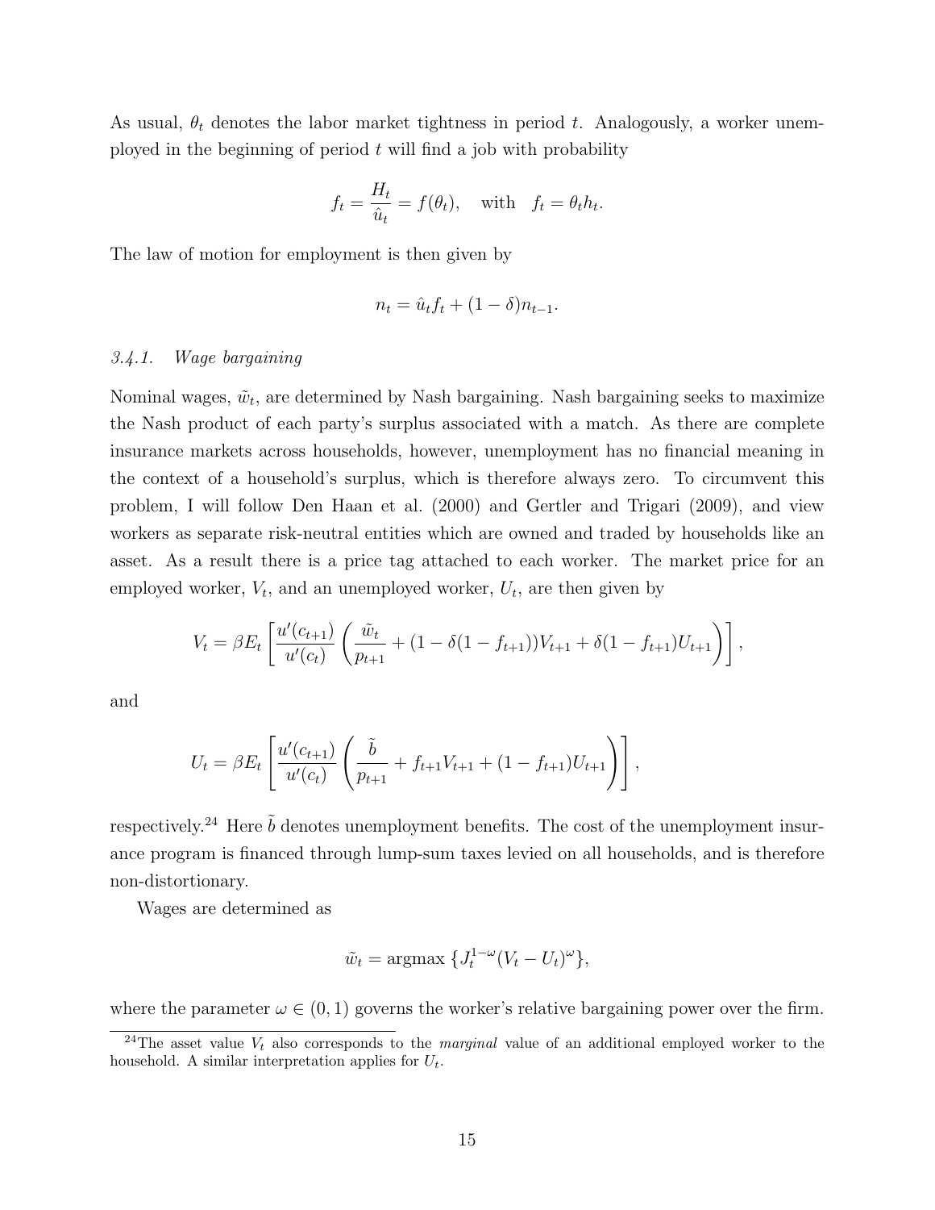As usual, $\theta_t$ denotes the labor market tightness in period $t$. Analogously, a worker unemployed in the beginning of period $t$ will find a job with probability

$$f_t = \frac{H_t}{\hat{u}_t} = f(\theta_t), \quad \text{with} \quad f_t = \theta_t h_t.$$

The law of motion for employment is then given by

$$n_t = \hat{u}_t f_t + (1-\delta) n_{t-1}.$$

### *3.4.1. Wage bargaining*

Nominal wages, $\tilde{w}_t$, are determined by Nash bargaining. Nash bargaining seeks to maximize the Nash product of each party's surplus associated with a match. As there are complete insurance markets across households, however, unemployment has no financial meaning in the context of a household's surplus, which is therefore always zero. To circumvent this problem, I will follow Den Haan et al. (2000) and Gertler and Trigari (2009), and view workers as separate risk-neutral entities which are owned and traded by households like an asset. As a result there is a price tag attached to each worker. The market price for an employed worker, $V_t$, and an unemployed worker, $U_t$, are then given by

$$V_t = \beta E_t \left[ \frac{u'(c_{t+1})}{u'(c_t)} \left( \frac{\tilde{w}_t}{p_{t+1}} + (1 - \delta(1 - f_{t+1}))V_{t+1} + \delta(1 - f_{t+1})U_{t+1} \right) \right],$$

and

$$U_t = \beta E_t \left[ \frac{u'(c_{t+1})}{u'(c_t)} \left( \frac{\tilde{b}}{p_{t+1}} + f_{t+1}V_{t+1} + (1 - f_{t+1})U_{t+1} \right) \right],$$

respectively.[24] Here $\tilde{b}$ denotes unemployment benefits. The cost of the unemployment insurance program is financed through lump-sum taxes levied on all households, and is therefore non-distortionary.

Wages are determined as

$$\tilde{w}_t = \text{argmax} \, \{ J_t^{1-\omega} (V_t - U_t)^{\omega} \},$$

where the parameter $\omega \in (0,1)$ governs the worker's relative bargaining power over the firm.

[24] The asset value $V_t$ also corresponds to the *marginal* value of an additional employed worker to the household. A similar interpretation applies for $U_t$.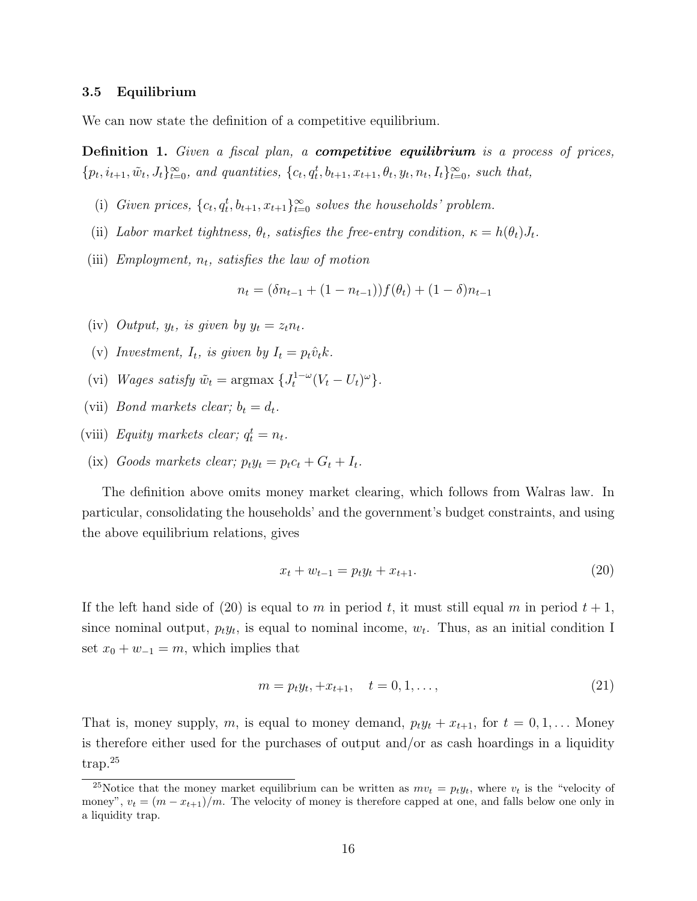### 3.5 Equilibrium

We can now state the definition of a competitive equilibrium.

**Definition 1.** *Given a fiscal plan, a **competitive equilibrium** is a process of prices, $\{p_t, i_{t+1}, \tilde{w}_t, J_t\}_{t=0}^{\infty}$, and quantities, $\{c_t, q_t^t, b_{t+1}, x_{t+1}, \theta_t, y_t, n_t, I_t\}_{t=0}^{\infty}$, such that,*

(i) *Given prices, $\{c_t, q_t^t, b_{t+1}, x_{t+1}\}_{t=0}^{\infty}$ solves the households' problem.*

(ii) *Labor market tightness, $\theta_t$, satisfies the free-entry condition, $\kappa = h(\theta_t)J_t$.*

(iii) *Employment, $n_t$, satisfies the law of motion*

$$n_t = (\delta n_{t-1} + (1 - n_{t-1}))f(\theta_t) + (1 - \delta)n_{t-1}$$

(iv) *Output, $y_t$, is given by $y_t = z_t n_t$.*

(v) *Investment, $I_t$, is given by $I_t = p_t \hat{v}_t k$.*

(vi) *Wages satisfy $\tilde{w}_t = \text{argmax}\,\{J_t^{1-\omega}(V_t - U_t)^{\omega}\}$.*

(vii) *Bond markets clear; $b_t = d_t$.*

(viii) *Equity markets clear; $q_t^t = n_t$.*

(ix) *Goods markets clear; $p_t y_t = p_t c_t + G_t + I_t$.*

The definition above omits money market clearing, which follows from Walras law. In particular, consolidating the households' and the government's budget constraints, and using the above equilibrium relations, gives

$$x_t + w_{t-1} = p_t y_t + x_{t+1}. \tag{20}$$

If the left hand side of (20) is equal to $m$ in period $t$, it must still equal $m$ in period $t+1$, since nominal output, $p_t y_t$, is equal to nominal income, $w_t$. Thus, as an initial condition I set $x_0 + w_{-1} = m$, which implies that

$$m = p_t y_t, + x_{t+1}, \quad t = 0, 1, \ldots, \tag{21}$$

That is, money supply, $m$, is equal to money demand, $p_t y_t + x_{t+1}$, for $t = 0, 1, \ldots$ Money is therefore either used for the purchases of output and/or as cash hoardings in a liquidity trap.[25]

[25] Notice that the money market equilibrium can be written as $mv_t = p_t y_t$, where $v_t$ is the "velocity of money", $v_t = (m - x_{t+1})/m$. The velocity of money is therefore capped at one, and falls below one only in a liquidity trap.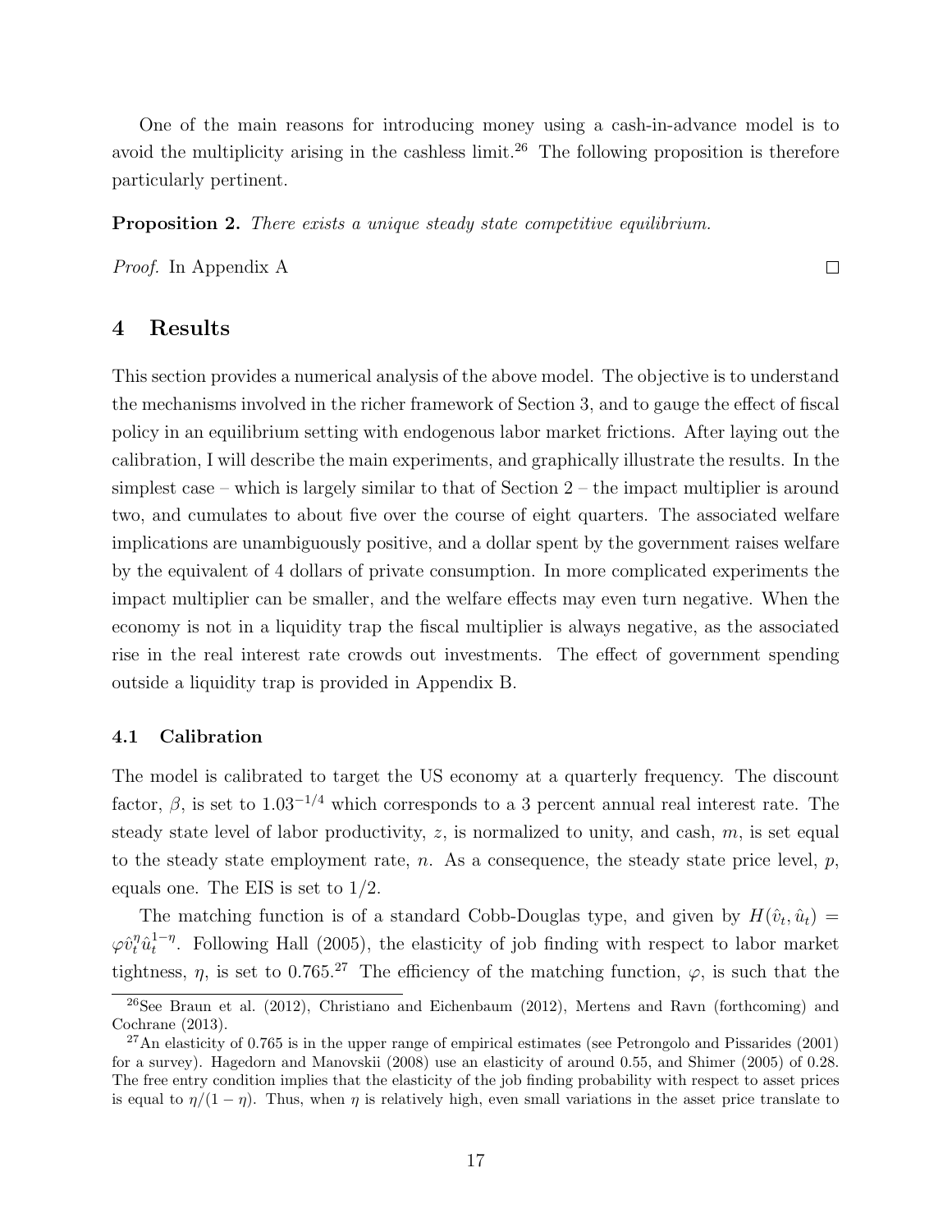One of the main reasons for introducing money using a cash-in-advance model is to avoid the multiplicity arising in the cashless limit.[26] The following proposition is therefore particularly pertinent.

**Proposition 2.** *There exists a unique steady state competitive equilibrium.*

*Proof.* In Appendix A □

## 4 Results

This section provides a numerical analysis of the above model. The objective is to understand the mechanisms involved in the richer framework of Section 3, and to gauge the effect of fiscal policy in an equilibrium setting with endogenous labor market frictions. After laying out the calibration, I will describe the main experiments, and graphically illustrate the results. In the simplest case – which is largely similar to that of Section 2 – the impact multiplier is around two, and cumulates to about five over the course of eight quarters. The associated welfare implications are unambiguously positive, and a dollar spent by the government raises welfare by the equivalent of 4 dollars of private consumption. In more complicated experiments the impact multiplier can be smaller, and the welfare effects may even turn negative. When the economy is not in a liquidity trap the fiscal multiplier is always negative, as the associated rise in the real interest rate crowds out investments. The effect of government spending outside a liquidity trap is provided in Appendix B.

### 4.1 Calibration

The model is calibrated to target the US economy at a quarterly frequency. The discount factor, $\beta$, is set to $1.03^{-1/4}$ which corresponds to a 3 percent annual real interest rate. The steady state level of labor productivity, $z$, is normalized to unity, and cash, $m$, is set equal to the steady state employment rate, $n$. As a consequence, the steady state price level, $p$, equals one. The EIS is set to $1/2$.

The matching function is of a standard Cobb-Douglas type, and given by $H(\hat{v}_t, \hat{u}_t) = \varphi \hat{v}_t^{\eta} \hat{u}_t^{1-\eta}$. Following Hall (2005), the elasticity of job finding with respect to labor market tightness, $\eta$, is set to 0.765.[27] The efficiency of the matching function, $\varphi$, is such that the

[26] See Braun et al. (2012), Christiano and Eichenbaum (2012), Mertens and Ravn (forthcoming) and Cochrane (2013).

[27] An elasticity of 0.765 is in the upper range of empirical estimates (see Petrongolo and Pissarides (2001) for a survey). Hagedorn and Manovskii (2008) use an elasticity of around 0.55, and Shimer (2005) of 0.28. The free entry condition implies that the elasticity of the job finding probability with respect to asset prices is equal to $\eta/(1-\eta)$. Thus, when $\eta$ is relatively high, even small variations in the asset price translate to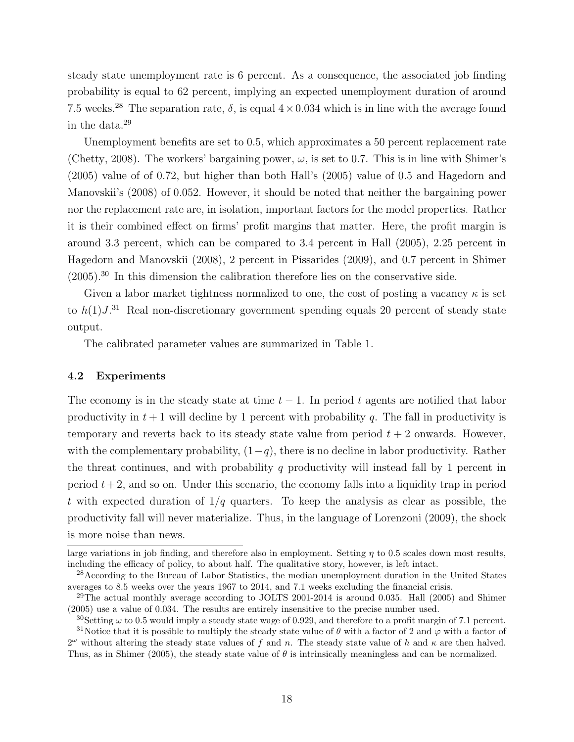steady state unemployment rate is 6 percent. As a consequence, the associated job finding probability is equal to 62 percent, implying an expected unemployment duration of around 7.5 weeks.[28] The separation rate, $\delta$, is equal $4 \times 0.034$ which is in line with the average found in the data.[29]

Unemployment benefits are set to 0.5, which approximates a 50 percent replacement rate (Chetty, 2008). The workers' bargaining power, $\omega$, is set to 0.7. This is in line with Shimer's (2005) value of of 0.72, but higher than both Hall's (2005) value of 0.5 and Hagedorn and Manovskii's (2008) of 0.052. However, it should be noted that neither the bargaining power nor the replacement rate are, in isolation, important factors for the model properties. Rather it is their combined effect on firms' profit margins that matter. Here, the profit margin is around 3.3 percent, which can be compared to 3.4 percent in Hall (2005), 2.25 percent in Hagedorn and Manovskii (2008), 2 percent in Pissarides (2009), and 0.7 percent in Shimer (2005).[30] In this dimension the calibration therefore lies on the conservative side.

Given a labor market tightness normalized to one, the cost of posting a vacancy $\kappa$ is set to $h(1)J$.[31] Real non-discretionary government spending equals 20 percent of steady state output.

The calibrated parameter values are summarized in Table 1.

### 4.2 Experiments

The economy is in the steady state at time $t-1$. In period $t$ agents are notified that labor productivity in $t+1$ will decline by 1 percent with probability $q$. The fall in productivity is temporary and reverts back to its steady state value from period $t+2$ onwards. However, with the complementary probability, $(1-q)$, there is no decline in labor productivity. Rather the threat continues, and with probability $q$ productivity will instead fall by 1 percent in period $t+2$, and so on. Under this scenario, the economy falls into a liquidity trap in period $t$ with expected duration of $1/q$ quarters. To keep the analysis as clear as possible, the productivity fall will never materialize. Thus, in the language of Lorenzoni (2009), the shock is more noise than news.

---

large variations in job finding, and therefore also in employment. Setting $\eta$ to 0.5 scales down most results, including the efficacy of policy, to about half. The qualitative story, however, is left intact.

[28] According to the Bureau of Labor Statistics, the median unemployment duration in the United States averages to 8.5 weeks over the years 1967 to 2014, and 7.1 weeks excluding the financial crisis.

[29] The actual monthly average according to JOLTS 2001-2014 is around 0.035. Hall (2005) and Shimer (2005) use a value of 0.034. The results are entirely insensitive to the precise number used.

[30] Setting $\omega$ to 0.5 would imply a steady state wage of 0.929, and therefore to a profit margin of 7.1 percent.

[31] Notice that it is possible to multiply the steady state value of $\theta$ with a factor of 2 and $\varphi$ with a factor of $2^{\omega}$ without altering the steady state values of $f$ and $n$. The steady state value of $h$ and $\kappa$ are then halved. Thus, as in Shimer (2005), the steady state value of $\theta$ is intrinsically meaningless and can be normalized.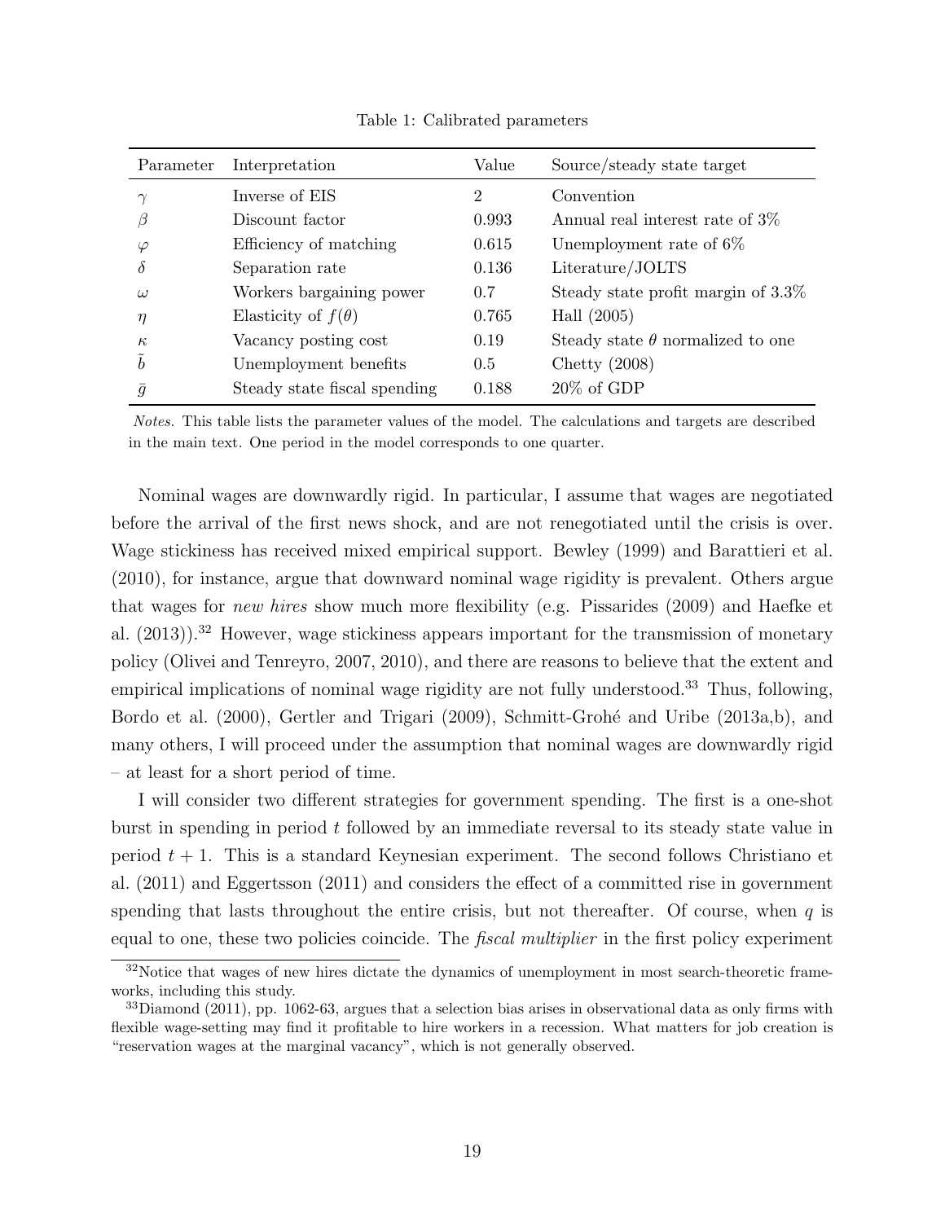Table 1: Calibrated parameters

| Parameter | Interpretation | Value | Source/steady state target |
|---|---|---|---|
| $\gamma$ | Inverse of EIS | 2 | Convention |
| $\beta$ | Discount factor | 0.993 | Annual real interest rate of 3% |
| $\varphi$ | Efficiency of matching | 0.615 | Unemployment rate of 6% |
| $\delta$ | Separation rate | 0.136 | Literature/JOLTS |
| $\omega$ | Workers bargaining power | 0.7 | Steady state profit margin of 3.3% |
| $\eta$ | Elasticity of $f(\theta)$ | 0.765 | Hall (2005) |
| $\kappa$ | Vacancy posting cost | 0.19 | Steady state $\theta$ normalized to one |
| $\tilde{b}$ | Unemployment benefits | 0.5 | Chetty (2008) |
| $\bar{g}$ | Steady state fiscal spending | 0.188 | 20% of GDP |

*Notes.* This table lists the parameter values of the model. The calculations and targets are described in the main text. One period in the model corresponds to one quarter.

Nominal wages are downwardly rigid. In particular, I assume that wages are negotiated before the arrival of the first news shock, and are not renegotiated until the crisis is over. Wage stickiness has received mixed empirical support. Bewley (1999) and Barattieri et al. (2010), for instance, argue that downward nominal wage rigidity is prevalent. Others argue that wages for *new hires* show much more flexibility (e.g. Pissarides (2009) and Haefke et al. (2013)).[32] However, wage stickiness appears important for the transmission of monetary policy (Olivei and Tenreyro, 2007, 2010), and there are reasons to believe that the extent and empirical implications of nominal wage rigidity are not fully understood.[33] Thus, following, Bordo et al. (2000), Gertler and Trigari (2009), Schmitt-Grohé and Uribe (2013a,b), and many others, I will proceed under the assumption that nominal wages are downwardly rigid – at least for a short period of time.

I will consider two different strategies for government spending. The first is a one-shot burst in spending in period $t$ followed by an immediate reversal to its steady state value in period $t+1$. This is a standard Keynesian experiment. The second follows Christiano et al. (2011) and Eggertsson (2011) and considers the effect of a committed rise in government spending that lasts throughout the entire crisis, but not thereafter. Of course, when $q$ is equal to one, these two policies coincide. The *fiscal multiplier* in the first policy experiment

[32] Notice that wages of new hires dictate the dynamics of unemployment in most search-theoretic frameworks, including this study.

[33] Diamond (2011), pp. 1062-63, argues that a selection bias arises in observational data as only firms with flexible wage-setting may find it profitable to hire workers in a recession. What matters for job creation is "reservation wages at the marginal vacancy", which is not generally observed.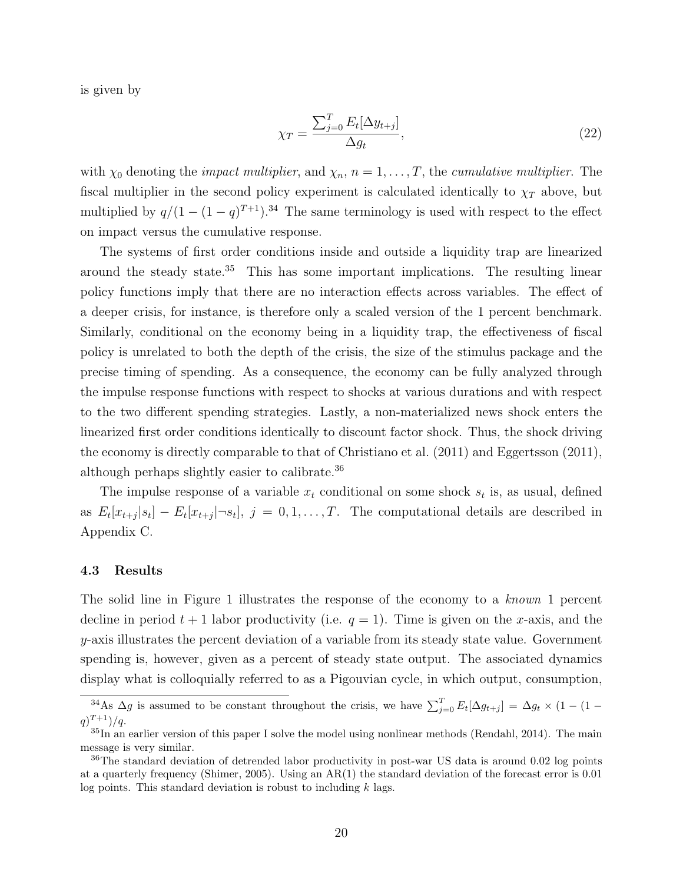is given by

$$\chi_T = \frac{\sum_{j=0}^{T} E_t[\Delta y_{t+j}]}{\Delta g_t}, \tag{22}$$

with $\chi_0$ denoting the *impact multiplier*, and $\chi_n$, $n = 1, \ldots, T$, the *cumulative multiplier*. The fiscal multiplier in the second policy experiment is calculated identically to $\chi_T$ above, but multiplied by $q/(1-(1-q)^{T+1})$.[34] The same terminology is used with respect to the effect on impact versus the cumulative response.

The systems of first order conditions inside and outside a liquidity trap are linearized around the steady state.[35] This has some important implications. The resulting linear policy functions imply that there are no interaction effects across variables. The effect of a deeper crisis, for instance, is therefore only a scaled version of the 1 percent benchmark. Similarly, conditional on the economy being in a liquidity trap, the effectiveness of fiscal policy is unrelated to both the depth of the crisis, the size of the stimulus package and the precise timing of spending. As a consequence, the economy can be fully analyzed through the impulse response functions with respect to shocks at various durations and with respect to the two different spending strategies. Lastly, a non-materialized news shock enters the linearized first order conditions identically to discount factor shock. Thus, the shock driving the economy is directly comparable to that of Christiano et al. (2011) and Eggertsson (2011), although perhaps slightly easier to calibrate.[36]

The impulse response of a variable $x_t$ conditional on some shock $s_t$ is, as usual, defined as $E_t[x_{t+j}|s_t] - E_t[x_{t+j}|\neg s_t]$, $j = 0, 1, \ldots, T$. The computational details are described in Appendix C.

### 4.3 Results

The solid line in Figure 1 illustrates the response of the economy to a *known* 1 percent decline in period $t+1$ labor productivity (i.e. $q = 1$). Time is given on the $x$-axis, and the $y$-axis illustrates the percent deviation of a variable from its steady state value. Government spending is, however, given as a percent of steady state output. The associated dynamics display what is colloquially referred to as a Pigouvian cycle, in which output, consumption,

---

[34] As $\Delta g$ is assumed to be constant throughout the crisis, we have $\sum_{j=0}^{T} E_t[\Delta g_{t+j}] = \Delta g_t \times (1-(1-q)^{T+1})/q$.

[35] In an earlier version of this paper I solve the model using nonlinear methods (Rendahl, 2014). The main message is very similar.

[36] The standard deviation of detrended labor productivity in post-war US data is around 0.02 log points at a quarterly frequency (Shimer, 2005). Using an AR(1) the standard deviation of the forecast error is 0.01 log points. This standard deviation is robust to including $k$ lags.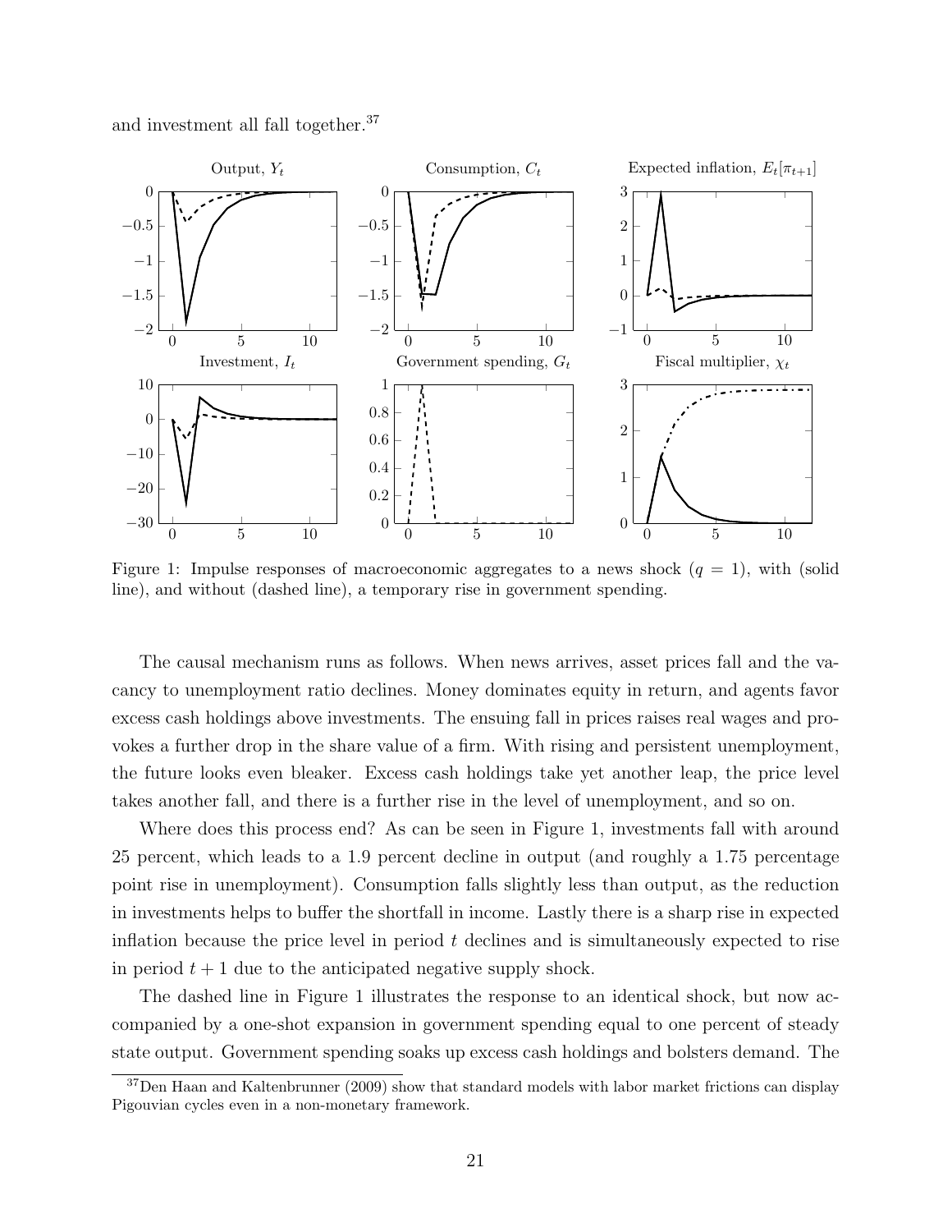and investment all fall together.[37]

Figure 1: Impulse responses of macroeconomic aggregates to a news shock ($q = 1$), with (solid line), and without (dashed line), a temporary rise in government spending.

The causal mechanism runs as follows. When news arrives, asset prices fall and the vacancy to unemployment ratio declines. Money dominates equity in return, and agents favor excess cash holdings above investments. The ensuing fall in prices raises real wages and provokes a further drop in the share value of a firm. With rising and persistent unemployment, the future looks even bleaker. Excess cash holdings take yet another leap, the price level takes another fall, and there is a further rise in the level of unemployment, and so on.

Where does this process end? As can be seen in Figure 1, investments fall with around 25 percent, which leads to a 1.9 percent decline in output (and roughly a 1.75 percentage point rise in unemployment). Consumption falls slightly less than output, as the reduction in investments helps to buffer the shortfall in income. Lastly there is a sharp rise in expected inflation because the price level in period $t$ declines and is simultaneously expected to rise in period $t + 1$ due to the anticipated negative supply shock.

The dashed line in Figure 1 illustrates the response to an identical shock, but now accompanied by a one-shot expansion in government spending equal to one percent of steady state output. Government spending soaks up excess cash holdings and bolsters demand. The

[37] Den Haan and Kaltenbrunner (2009) show that standard models with labor market frictions can display Pigouvian cycles even in a non-monetary framework.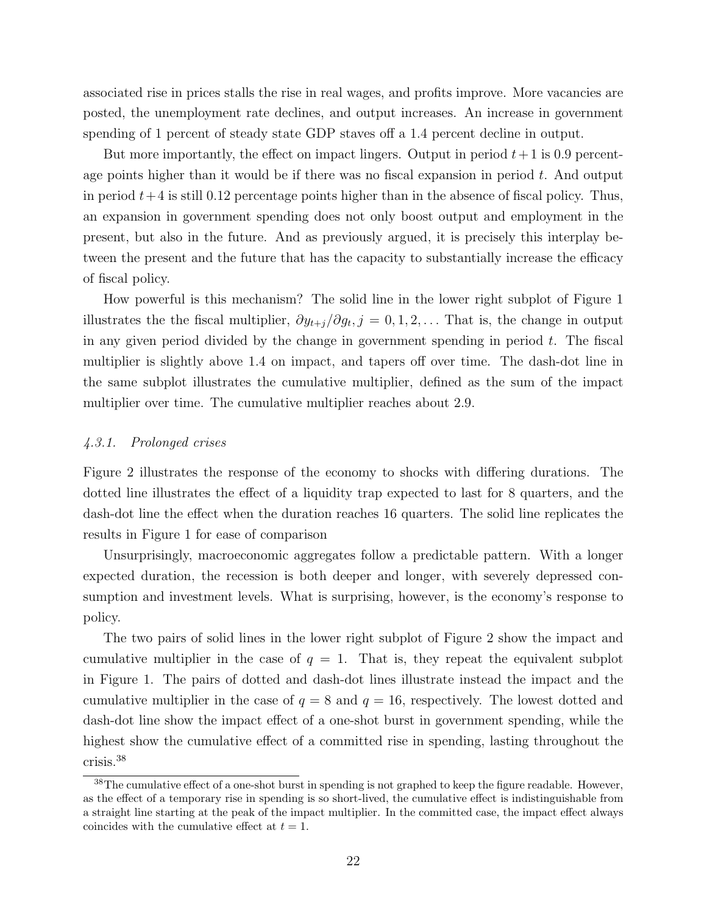associated rise in prices stalls the rise in real wages, and profits improve. More vacancies are posted, the unemployment rate declines, and output increases. An increase in government spending of 1 percent of steady state GDP staves off a 1.4 percent decline in output.

But more importantly, the effect on impact lingers. Output in period $t+1$ is 0.9 percentage points higher than it would be if there was no fiscal expansion in period $t$. And output in period $t+4$ is still 0.12 percentage points higher than in the absence of fiscal policy. Thus, an expansion in government spending does not only boost output and employment in the present, but also in the future. And as previously argued, it is precisely this interplay between the present and the future that has the capacity to substantially increase the efficacy of fiscal policy.

How powerful is this mechanism? The solid line in the lower right subplot of Figure 1 illustrates the the fiscal multiplier, $\partial y_{t+j}/\partial g_t, j = 0, 1, 2, \ldots$ That is, the change in output in any given period divided by the change in government spending in period $t$. The fiscal multiplier is slightly above 1.4 on impact, and tapers off over time. The dash-dot line in the same subplot illustrates the cumulative multiplier, defined as the sum of the impact multiplier over time. The cumulative multiplier reaches about 2.9.

#### *4.3.1. Prolonged crises*

Figure 2 illustrates the response of the economy to shocks with differing durations. The dotted line illustrates the effect of a liquidity trap expected to last for 8 quarters, and the dash-dot line the effect when the duration reaches 16 quarters. The solid line replicates the results in Figure 1 for ease of comparison

Unsurprisingly, macroeconomic aggregates follow a predictable pattern. With a longer expected duration, the recession is both deeper and longer, with severely depressed consumption and investment levels. What is surprising, however, is the economy's response to policy.

The two pairs of solid lines in the lower right subplot of Figure 2 show the impact and cumulative multiplier in the case of $q = 1$. That is, they repeat the equivalent subplot in Figure 1. The pairs of dotted and dash-dot lines illustrate instead the impact and the cumulative multiplier in the case of $q = 8$ and $q = 16$, respectively. The lowest dotted and dash-dot line show the impact effect of a one-shot burst in government spending, while the highest show the cumulative effect of a committed rise in spending, lasting throughout the crisis.[38]

[38] The cumulative effect of a one-shot burst in spending is not graphed to keep the figure readable. However, as the effect of a temporary rise in spending is so short-lived, the cumulative effect is indistinguishable from a straight line starting at the peak of the impact multiplier. In the committed case, the impact effect always coincides with the cumulative effect at $t = 1$.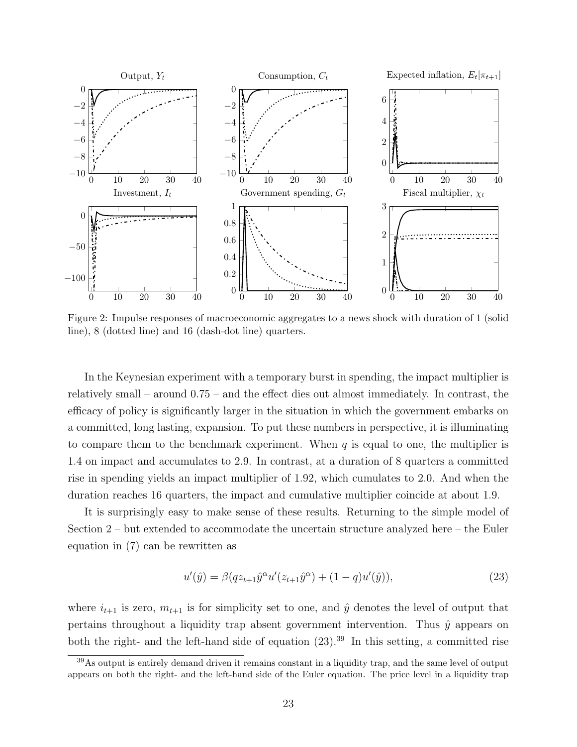Figure 2: Impulse responses of macroeconomic aggregates to a news shock with duration of 1 (solid line), 8 (dotted line) and 16 (dash-dot line) quarters.

In the Keynesian experiment with a temporary burst in spending, the impact multiplier is relatively small – around 0.75 – and the effect dies out almost immediately. In contrast, the efficacy of policy is significantly larger in the situation in which the government embarks on a committed, long lasting, expansion. To put these numbers in perspective, it is illuminating to compare them to the benchmark experiment. When $q$ is equal to one, the multiplier is 1.4 on impact and accumulates to 2.9. In contrast, at a duration of 8 quarters a committed rise in spending yields an impact multiplier of 1.92, which cumulates to 2.0. And when the duration reaches 16 quarters, the impact and cumulative multiplier coincide at about 1.9.

It is surprisingly easy to make sense of these results. Returning to the simple model of Section 2 – but extended to accommodate the uncertain structure analyzed here – the Euler equation in (7) can be rewritten as

$$u'(\hat{y}) = \beta(qz_{t+1}\hat{y}^{\alpha}u'(z_{t+1}\hat{y}^{\alpha}) + (1-q)u'(\hat{y})), \tag{23}$$

where $i_{t+1}$ is zero, $m_{t+1}$ is for simplicity set to one, and $\hat{y}$ denotes the level of output that pertains throughout a liquidity trap absent government intervention. Thus $\hat{y}$ appears on both the right- and the left-hand side of equation (23).[39] In this setting, a committed rise

[39] As output is entirely demand driven it remains constant in a liquidity trap, and the same level of output appears on both the right- and the left-hand side of the Euler equation. The price level in a liquidity trap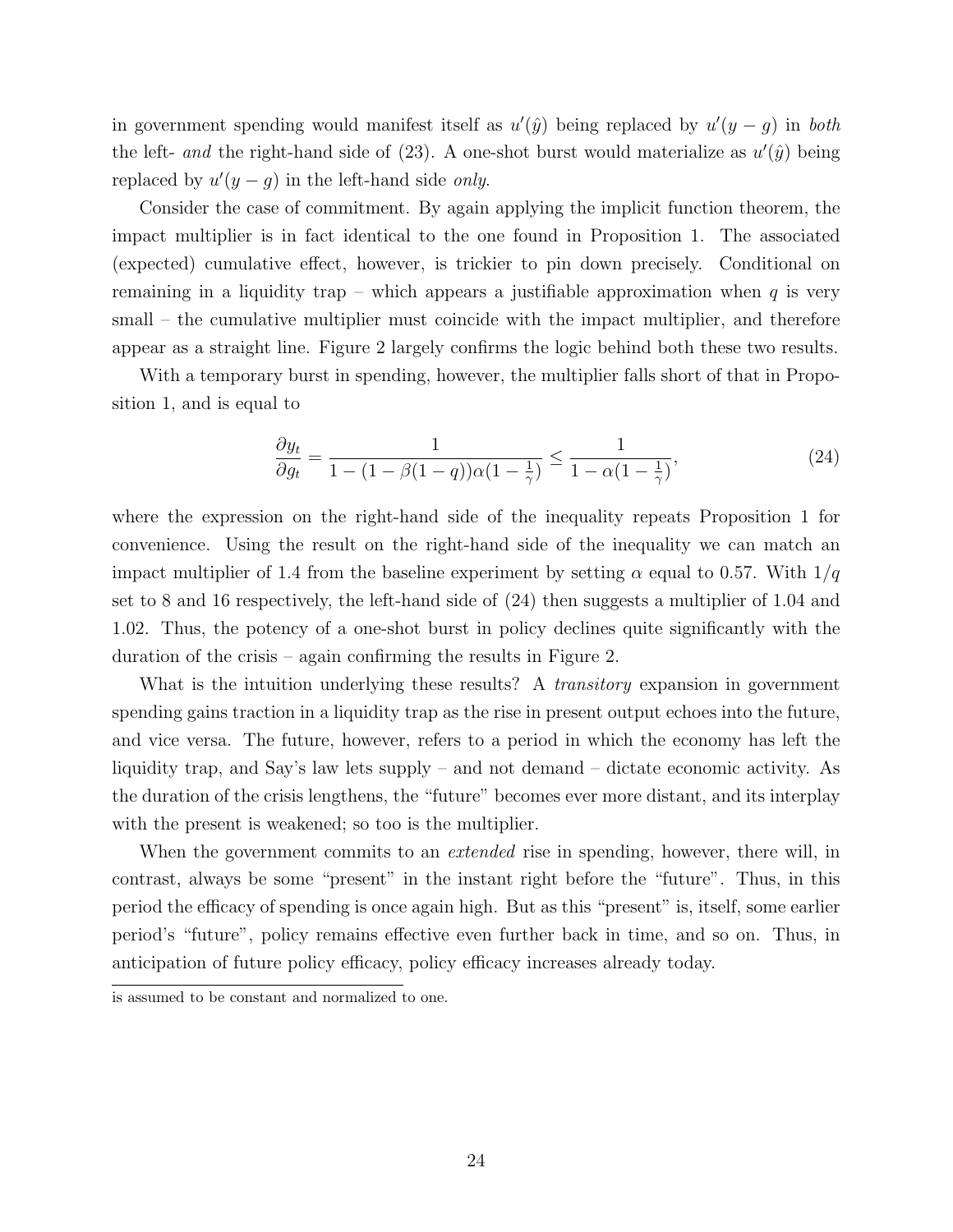in government spending would manifest itself as $u'(\hat{y})$ being replaced by $u'(y-g)$ in *both* the left- *and* the right-hand side of (23). A one-shot burst would materialize as $u'(\hat{y})$ being replaced by $u'(y-g)$ in the left-hand side *only*.

Consider the case of commitment. By again applying the implicit function theorem, the impact multiplier is in fact identical to the one found in Proposition 1. The associated (expected) cumulative effect, however, is trickier to pin down precisely. Conditional on remaining in a liquidity trap – which appears a justifiable approximation when $q$ is very small – the cumulative multiplier must coincide with the impact multiplier, and therefore appear as a straight line. Figure 2 largely confirms the logic behind both these two results.

With a temporary burst in spending, however, the multiplier falls short of that in Proposition 1, and is equal to

$$\frac{\partial y_t}{\partial g_t} = \frac{1}{1-(1-\beta(1-q))\alpha(1-\frac{1}{\gamma})} \leq \frac{1}{1-\alpha(1-\frac{1}{\gamma})}, \tag{24}$$

where the expression on the right-hand side of the inequality repeats Proposition 1 for convenience. Using the result on the right-hand side of the inequality we can match an impact multiplier of 1.4 from the baseline experiment by setting $\alpha$ equal to 0.57. With $1/q$ set to 8 and 16 respectively, the left-hand side of (24) then suggests a multiplier of 1.04 and 1.02. Thus, the potency of a one-shot burst in policy declines quite significantly with the duration of the crisis – again confirming the results in Figure 2.

What is the intuition underlying these results? A *transitory* expansion in government spending gains traction in a liquidity trap as the rise in present output echoes into the future, and vice versa. The future, however, refers to a period in which the economy has left the liquidity trap, and Say's law lets supply – and not demand – dictate economic activity. As the duration of the crisis lengthens, the "future" becomes ever more distant, and its interplay with the present is weakened; so too is the multiplier.

When the government commits to an *extended* rise in spending, however, there will, in contrast, always be some "present" in the instant right before the "future". Thus, in this period the efficacy of spending is once again high. But as this "present" is, itself, some earlier period's "future", policy remains effective even further back in time, and so on. Thus, in anticipation of future policy efficacy, policy efficacy increases already today.

is assumed to be constant and normalized to one.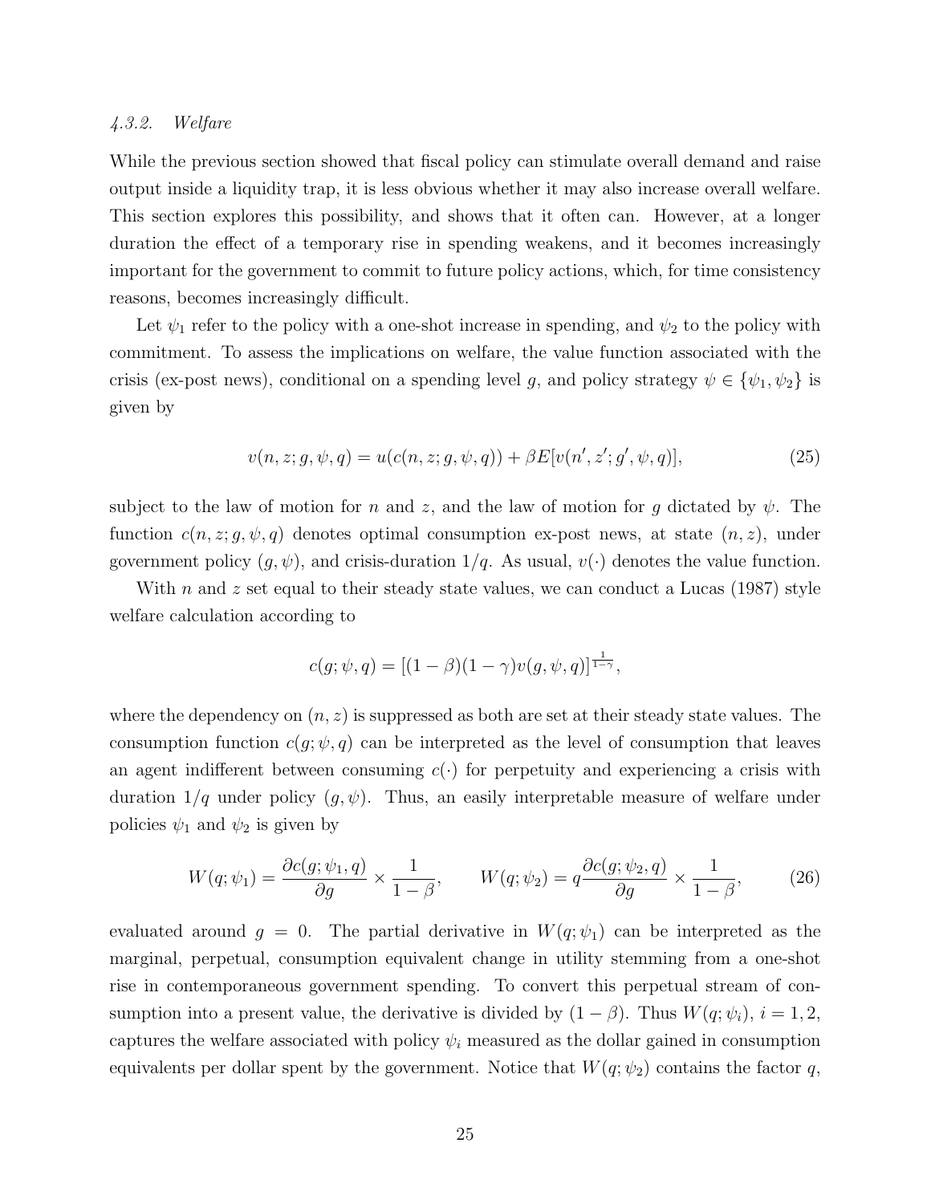### 4.3.2. *Welfare*

While the previous section showed that fiscal policy can stimulate overall demand and raise output inside a liquidity trap, it is less obvious whether it may also increase overall welfare. This section explores this possibility, and shows that it often can. However, at a longer duration the effect of a temporary rise in spending weakens, and it becomes increasingly important for the government to commit to future policy actions, which, for time consistency reasons, becomes increasingly difficult.

Let $\psi_1$ refer to the policy with a one-shot increase in spending, and $\psi_2$ to the policy with commitment. To assess the implications on welfare, the value function associated with the crisis (ex-post news), conditional on a spending level $g$, and policy strategy $\psi \in \{\psi_1, \psi_2\}$ is given by

$$v(n, z; g, \psi, q) = u(c(n, z; g, \psi, q)) + \beta E[v(n', z'; g', \psi, q)], \tag{25}$$

subject to the law of motion for $n$ and $z$, and the law of motion for $g$ dictated by $\psi$. The function $c(n, z; g, \psi, q)$ denotes optimal consumption ex-post news, at state $(n, z)$, under government policy $(g, \psi)$, and crisis-duration $1/q$. As usual, $v(\cdot)$ denotes the value function.

With $n$ and $z$ set equal to their steady state values, we can conduct a Lucas (1987) style welfare calculation according to

$$c(g; \psi, q) = [(1-\beta)(1-\gamma)v(g, \psi, q)]^{\frac{1}{1-\gamma}},$$

where the dependency on $(n, z)$ is suppressed as both are set at their steady state values. The consumption function $c(g; \psi, q)$ can be interpreted as the level of consumption that leaves an agent indifferent between consuming $c(\cdot)$ for perpetuity and experiencing a crisis with duration $1/q$ under policy $(g, \psi)$. Thus, an easily interpretable measure of welfare under policies $\psi_1$ and $\psi_2$ is given by

$$W(q; \psi_1) = \frac{\partial c(g; \psi_1, q)}{\partial g} \times \frac{1}{1-\beta}, \qquad W(q; \psi_2) = q\frac{\partial c(g; \psi_2, q)}{\partial g} \times \frac{1}{1-\beta}, \tag{26}$$

evaluated around $g = 0$. The partial derivative in $W(q; \psi_1)$ can be interpreted as the marginal, perpetual, consumption equivalent change in utility stemming from a one-shot rise in contemporaneous government spending. To convert this perpetual stream of consumption into a present value, the derivative is divided by $(1 - \beta)$. Thus $W(q; \psi_i)$, $i = 1, 2$, captures the welfare associated with policy $\psi_i$ measured as the dollar gained in consumption equivalents per dollar spent by the government. Notice that $W(q; \psi_2)$ contains the factor $q$,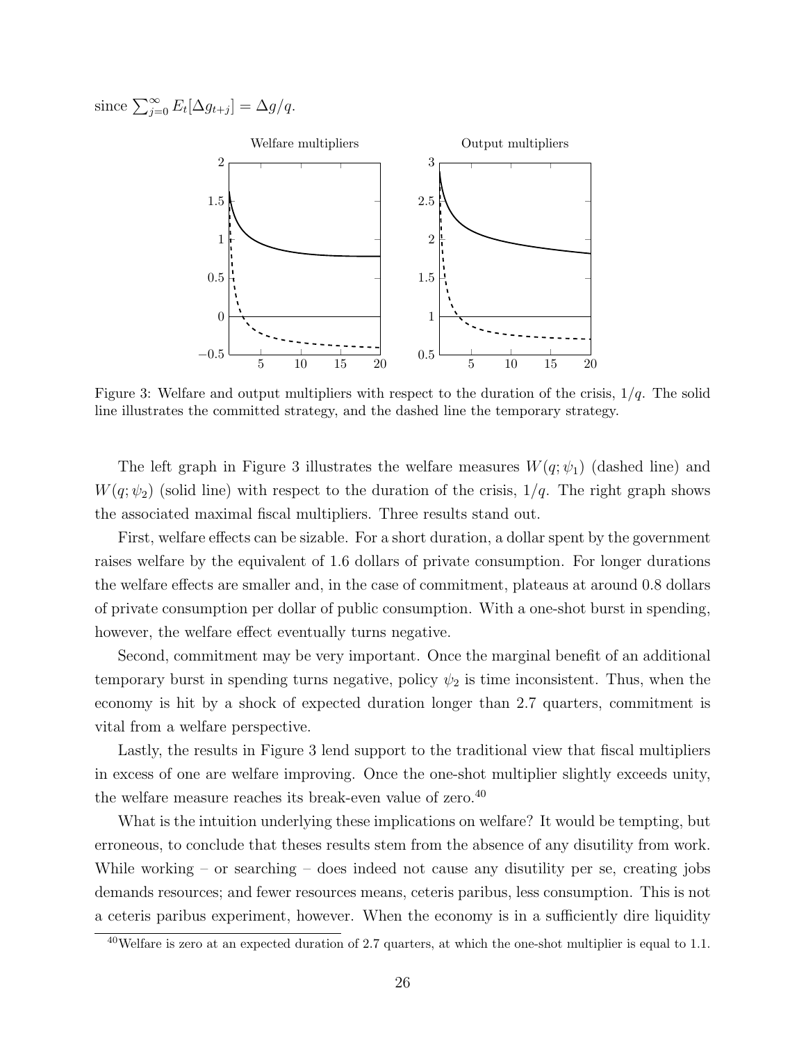since $\sum_{j=0}^{\infty} E_t[\Delta g_{t+j}] = \Delta g/q$.

Figure 3: Welfare and output multipliers with respect to the duration of the crisis, $1/q$. The solid line illustrates the committed strategy, and the dashed line the temporary strategy.

The left graph in Figure 3 illustrates the welfare measures $W(q; \psi_1)$ (dashed line) and $W(q; \psi_2)$ (solid line) with respect to the duration of the crisis, $1/q$. The right graph shows the associated maximal fiscal multipliers. Three results stand out.

First, welfare effects can be sizable. For a short duration, a dollar spent by the government raises welfare by the equivalent of 1.6 dollars of private consumption. For longer durations the welfare effects are smaller and, in the case of commitment, plateaus at around 0.8 dollars of private consumption per dollar of public consumption. With a one-shot burst in spending, however, the welfare effect eventually turns negative.

Second, commitment may be very important. Once the marginal benefit of an additional temporary burst in spending turns negative, policy $\psi_2$ is time inconsistent. Thus, when the economy is hit by a shock of expected duration longer than 2.7 quarters, commitment is vital from a welfare perspective.

Lastly, the results in Figure 3 lend support to the traditional view that fiscal multipliers in excess of one are welfare improving. Once the one-shot multiplier slightly exceeds unity, the welfare measure reaches its break-even value of zero.[40]

What is the intuition underlying these implications on welfare? It would be tempting, but erroneous, to conclude that theses results stem from the absence of any disutility from work. While working – or searching – does indeed not cause any disutility per se, creating jobs demands resources; and fewer resources means, ceteris paribus, less consumption. This is not a ceteris paribus experiment, however. When the economy is in a sufficiently dire liquidity

[40] Welfare is zero at an expected duration of 2.7 quarters, at which the one-shot multiplier is equal to 1.1.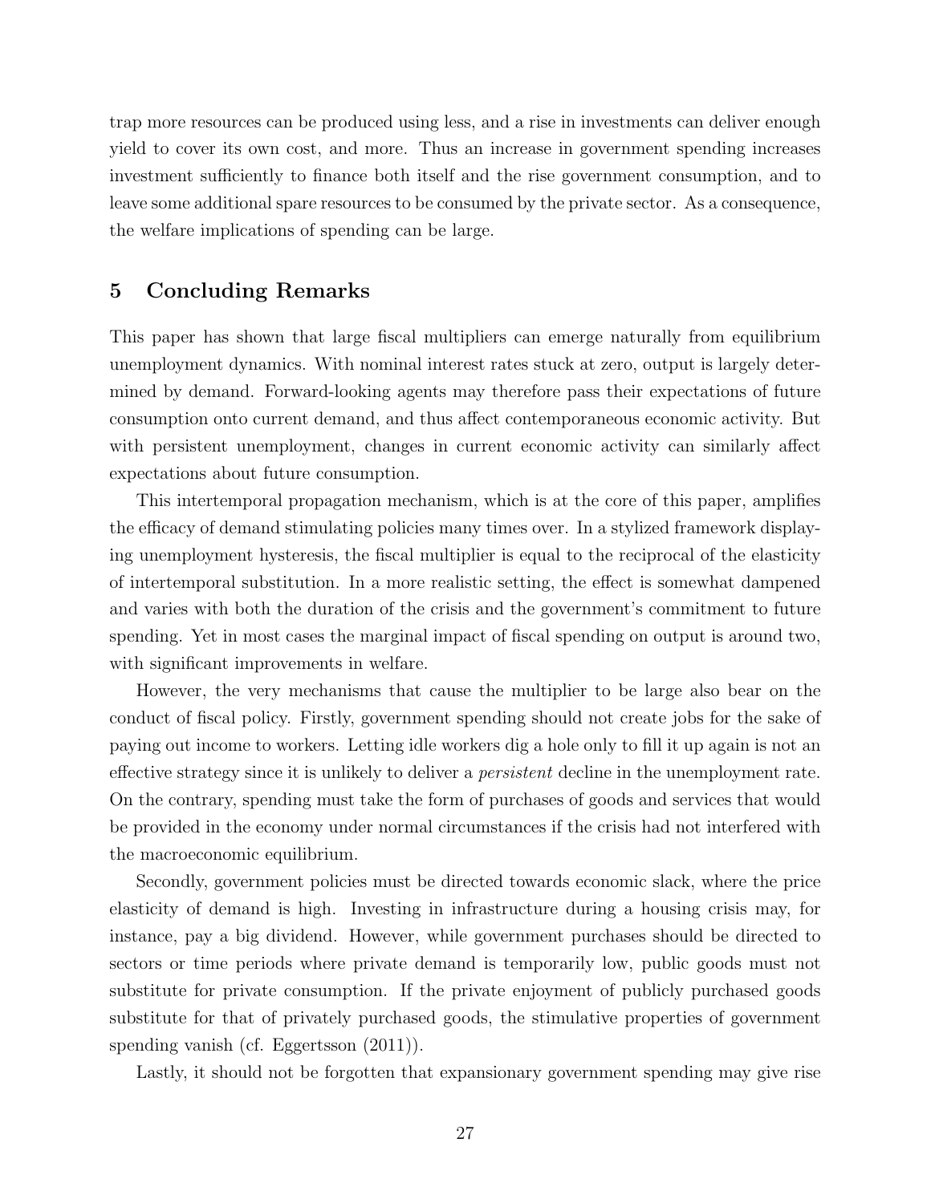trap more resources can be produced using less, and a rise in investments can deliver enough yield to cover its own cost, and more. Thus an increase in government spending increases investment sufficiently to finance both itself and the rise government consumption, and to leave some additional spare resources to be consumed by the private sector. As a consequence, the welfare implications of spending can be large.

## 5 Concluding Remarks

This paper has shown that large fiscal multipliers can emerge naturally from equilibrium unemployment dynamics. With nominal interest rates stuck at zero, output is largely determined by demand. Forward-looking agents may therefore pass their expectations of future consumption onto current demand, and thus affect contemporaneous economic activity. But with persistent unemployment, changes in current economic activity can similarly affect expectations about future consumption.

This intertemporal propagation mechanism, which is at the core of this paper, amplifies the efficacy of demand stimulating policies many times over. In a stylized framework displaying unemployment hysteresis, the fiscal multiplier is equal to the reciprocal of the elasticity of intertemporal substitution. In a more realistic setting, the effect is somewhat dampened and varies with both the duration of the crisis and the government's commitment to future spending. Yet in most cases the marginal impact of fiscal spending on output is around two, with significant improvements in welfare.

However, the very mechanisms that cause the multiplier to be large also bear on the conduct of fiscal policy. Firstly, government spending should not create jobs for the sake of paying out income to workers. Letting idle workers dig a hole only to fill it up again is not an effective strategy since it is unlikely to deliver a *persistent* decline in the unemployment rate. On the contrary, spending must take the form of purchases of goods and services that would be provided in the economy under normal circumstances if the crisis had not interfered with the macroeconomic equilibrium.

Secondly, government policies must be directed towards economic slack, where the price elasticity of demand is high. Investing in infrastructure during a housing crisis may, for instance, pay a big dividend. However, while government purchases should be directed to sectors or time periods where private demand is temporarily low, public goods must not substitute for private consumption. If the private enjoyment of publicly purchased goods substitute for that of privately purchased goods, the stimulative properties of government spending vanish (cf. Eggertsson (2011)).

Lastly, it should not be forgotten that expansionary government spending may give rise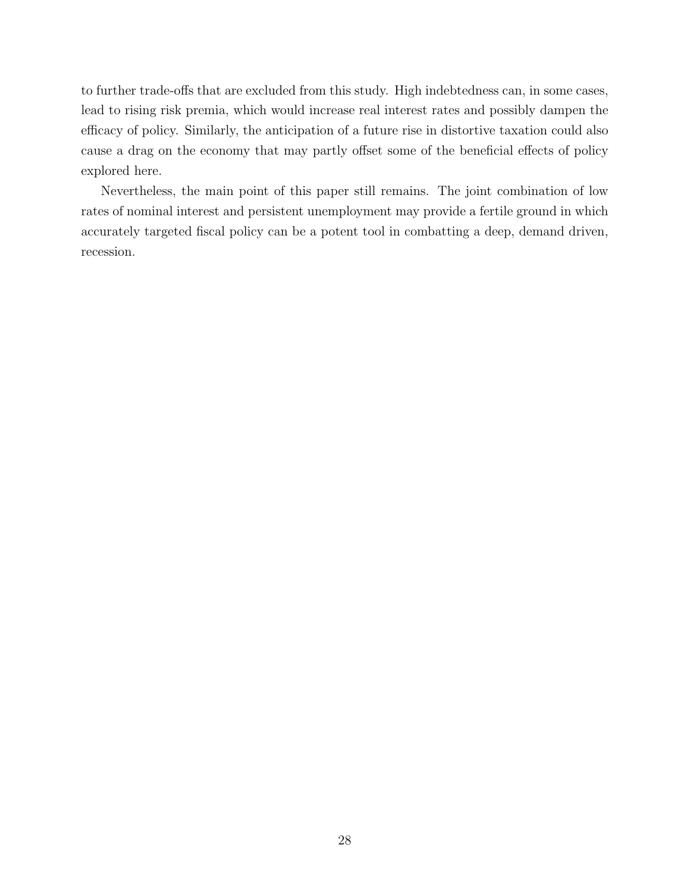to further trade-offs that are excluded from this study. High indebtedness can, in some cases, lead to rising risk premia, which would increase real interest rates and possibly dampen the efficacy of policy. Similarly, the anticipation of a future rise in distortive taxation could also cause a drag on the economy that may partly offset some of the beneficial effects of policy explored here.

Nevertheless, the main point of this paper still remains. The joint combination of low rates of nominal interest and persistent unemployment may provide a fertile ground in which accurately targeted fiscal policy can be a potent tool in combatting a deep, demand driven, recession.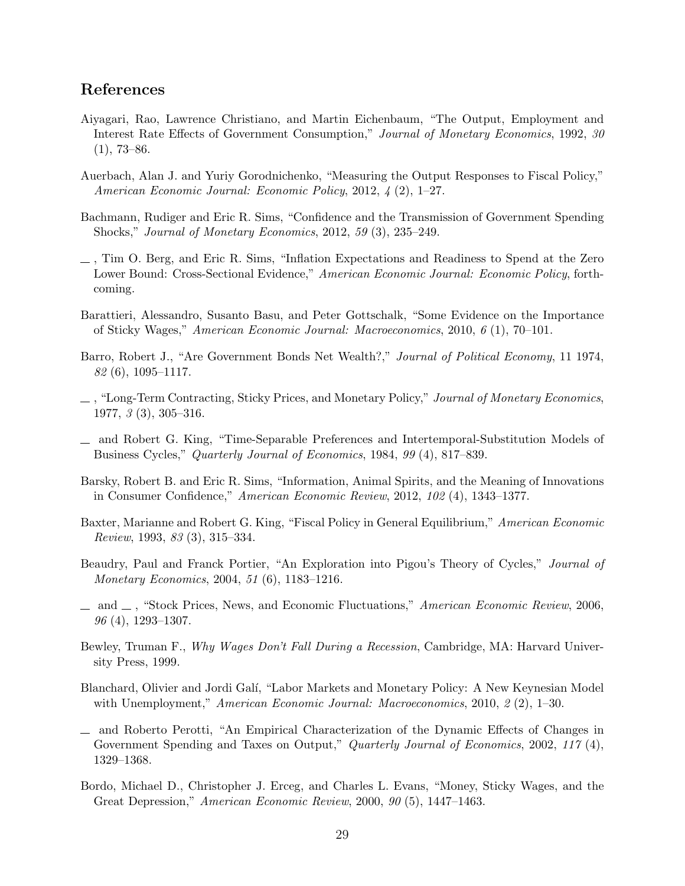## References

Aiyagari, Rao, Lawrence Christiano, and Martin Eichenbaum, "The Output, Employment and Interest Rate Effects of Government Consumption," *Journal of Monetary Economics*, 1992, *30* (1), 73–86.

Auerbach, Alan J. and Yuriy Gorodnichenko, "Measuring the Output Responses to Fiscal Policy," *American Economic Journal: Economic Policy*, 2012, *4* (2), 1–27.

Bachmann, Rudiger and Eric R. Sims, "Confidence and the Transmission of Government Spending Shocks," *Journal of Monetary Economics*, 2012, *59* (3), 235–249.

—, Tim O. Berg, and Eric R. Sims, "Inflation Expectations and Readiness to Spend at the Zero Lower Bound: Cross-Sectional Evidence," *American Economic Journal: Economic Policy*, forthcoming.

Barattieri, Alessandro, Susanto Basu, and Peter Gottschalk, "Some Evidence on the Importance of Sticky Wages," *American Economic Journal: Macroeconomics*, 2010, *6* (1), 70–101.

Barro, Robert J., "Are Government Bonds Net Wealth?," *Journal of Political Economy*, 11 1974, *82* (6), 1095–1117.

—, "Long-Term Contracting, Sticky Prices, and Monetary Policy," *Journal of Monetary Economics*, 1977, *3* (3), 305–316.

— and Robert G. King, "Time-Separable Preferences and Intertemporal-Substitution Models of Business Cycles," *Quarterly Journal of Economics*, 1984, *99* (4), 817–839.

Barsky, Robert B. and Eric R. Sims, "Information, Animal Spirits, and the Meaning of Innovations in Consumer Confidence," *American Economic Review*, 2012, *102* (4), 1343–1377.

Baxter, Marianne and Robert G. King, "Fiscal Policy in General Equilibrium," *American Economic Review*, 1993, *83* (3), 315–334.

Beaudry, Paul and Franck Portier, "An Exploration into Pigou's Theory of Cycles," *Journal of Monetary Economics*, 2004, *51* (6), 1183–1216.

— and —, "Stock Prices, News, and Economic Fluctuations," *American Economic Review*, 2006, *96* (4), 1293–1307.

Bewley, Truman F., *Why Wages Don't Fall During a Recession*, Cambridge, MA: Harvard University Press, 1999.

Blanchard, Olivier and Jordi Galí, "Labor Markets and Monetary Policy: A New Keynesian Model with Unemployment," *American Economic Journal: Macroeconomics*, 2010, *2* (2), 1–30.

— and Roberto Perotti, "An Empirical Characterization of the Dynamic Effects of Changes in Government Spending and Taxes on Output," *Quarterly Journal of Economics*, 2002, *117* (4), 1329–1368.

Bordo, Michael D., Christopher J. Erceg, and Charles L. Evans, "Money, Sticky Wages, and the Great Depression," *American Economic Review*, 2000, *90* (5), 1447–1463.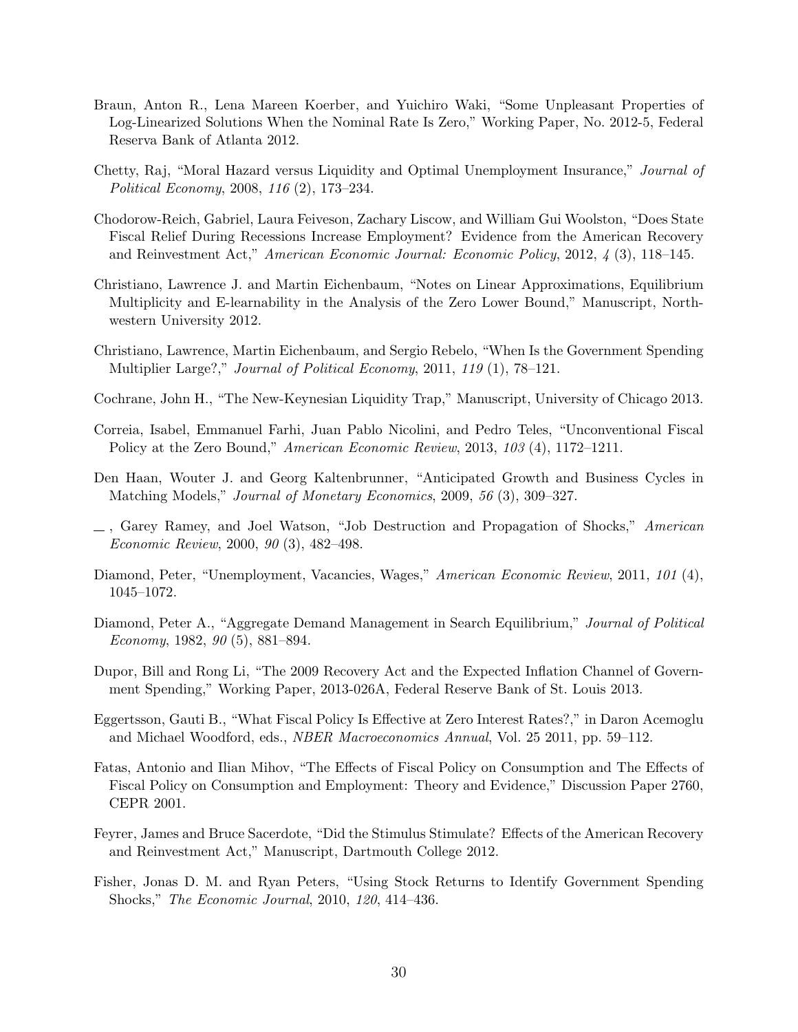Braun, Anton R., Lena Mareen Koerber, and Yuichiro Waki, "Some Unpleasant Properties of Log-Linearized Solutions When the Nominal Rate Is Zero," Working Paper, No. 2012-5, Federal Reserva Bank of Atlanta 2012.

Chetty, Raj, "Moral Hazard versus Liquidity and Optimal Unemployment Insurance," *Journal of Political Economy*, 2008, *116* (2), 173–234.

Chodorow-Reich, Gabriel, Laura Feiveson, Zachary Liscow, and William Gui Woolston, "Does State Fiscal Relief During Recessions Increase Employment? Evidence from the American Recovery and Reinvestment Act," *American Economic Journal: Economic Policy*, 2012, *4* (3), 118–145.

Christiano, Lawrence J. and Martin Eichenbaum, "Notes on Linear Approximations, Equilibrium Multiplicity and E-learnability in the Analysis of the Zero Lower Bound," Manuscript, Northwestern University 2012.

Christiano, Lawrence, Martin Eichenbaum, and Sergio Rebelo, "When Is the Government Spending Multiplier Large?," *Journal of Political Economy*, 2011, *119* (1), 78–121.

Cochrane, John H., "The New-Keynesian Liquidity Trap," Manuscript, University of Chicago 2013.

Correia, Isabel, Emmanuel Farhi, Juan Pablo Nicolini, and Pedro Teles, "Unconventional Fiscal Policy at the Zero Bound," *American Economic Review*, 2013, *103* (4), 1172–1211.

Den Haan, Wouter J. and Georg Kaltenbrunner, "Anticipated Growth and Business Cycles in Matching Models," *Journal of Monetary Economics*, 2009, *56* (3), 309–327.

—, Garey Ramey, and Joel Watson, "Job Destruction and Propagation of Shocks," *American Economic Review*, 2000, *90* (3), 482–498.

Diamond, Peter, "Unemployment, Vacancies, Wages," *American Economic Review*, 2011, *101* (4), 1045–1072.

Diamond, Peter A., "Aggregate Demand Management in Search Equilibrium," *Journal of Political Economy*, 1982, *90* (5), 881–894.

Dupor, Bill and Rong Li, "The 2009 Recovery Act and the Expected Inflation Channel of Government Spending," Working Paper, 2013-026A, Federal Reserve Bank of St. Louis 2013.

Eggertsson, Gauti B., "What Fiscal Policy Is Effective at Zero Interest Rates?," in Daron Acemoglu and Michael Woodford, eds., *NBER Macroeconomics Annual*, Vol. 25 2011, pp. 59–112.

Fatas, Antonio and Ilian Mihov, "The Effects of Fiscal Policy on Consumption and The Effects of Fiscal Policy on Consumption and Employment: Theory and Evidence," Discussion Paper 2760, CEPR 2001.

Feyrer, James and Bruce Sacerdote, "Did the Stimulus Stimulate? Effects of the American Recovery and Reinvestment Act," Manuscript, Dartmouth College 2012.

Fisher, Jonas D. M. and Ryan Peters, "Using Stock Returns to Identify Government Spending Shocks," *The Economic Journal*, 2010, *120*, 414–436.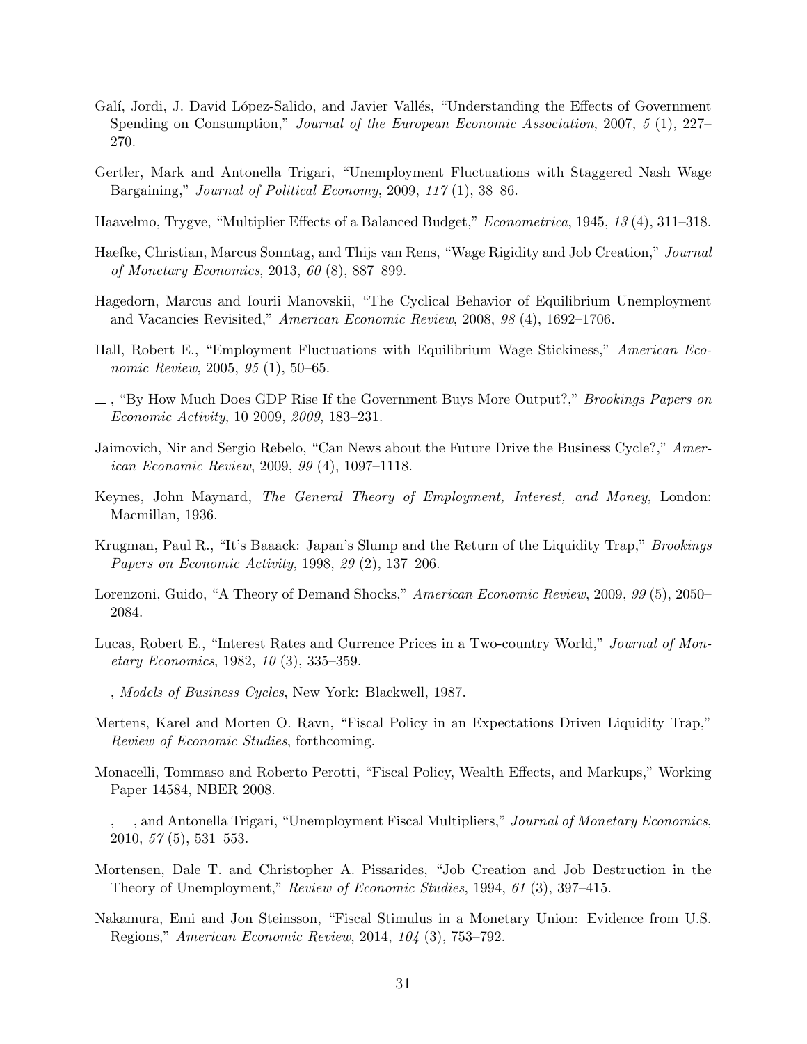Galí, Jordi, J. David López-Salido, and Javier Vallés, "Understanding the Effects of Government Spending on Consumption," *Journal of the European Economic Association*, 2007, *5* (1), 227–270.

Gertler, Mark and Antonella Trigari, "Unemployment Fluctuations with Staggered Nash Wage Bargaining," *Journal of Political Economy*, 2009, *117* (1), 38–86.

Haavelmo, Trygve, "Multiplier Effects of a Balanced Budget," *Econometrica*, 1945, *13* (4), 311–318.

Haefke, Christian, Marcus Sonntag, and Thijs van Rens, "Wage Rigidity and Job Creation," *Journal of Monetary Economics*, 2013, *60* (8), 887–899.

Hagedorn, Marcus and Iourii Manovskii, "The Cyclical Behavior of Equilibrium Unemployment and Vacancies Revisited," *American Economic Review*, 2008, *98* (4), 1692–1706.

Hall, Robert E., "Employment Fluctuations with Equilibrium Wage Stickiness," *American Economic Review*, 2005, *95* (1), 50–65.

—, "By How Much Does GDP Rise If the Government Buys More Output?," *Brookings Papers on Economic Activity*, 10 2009, *2009*, 183–231.

Jaimovich, Nir and Sergio Rebelo, "Can News about the Future Drive the Business Cycle?," *American Economic Review*, 2009, *99* (4), 1097–1118.

Keynes, John Maynard, *The General Theory of Employment, Interest, and Money*, London: Macmillan, 1936.

Krugman, Paul R., "It's Baaack: Japan's Slump and the Return of the Liquidity Trap," *Brookings Papers on Economic Activity*, 1998, *29* (2), 137–206.

Lorenzoni, Guido, "A Theory of Demand Shocks," *American Economic Review*, 2009, *99* (5), 2050–2084.

Lucas, Robert E., "Interest Rates and Currence Prices in a Two-country World," *Journal of Monetary Economics*, 1982, *10* (3), 335–359.

—, *Models of Business Cycles*, New York: Blackwell, 1987.

Mertens, Karel and Morten O. Ravn, "Fiscal Policy in an Expectations Driven Liquidity Trap," *Review of Economic Studies*, forthcoming.

Monacelli, Tommaso and Roberto Perotti, "Fiscal Policy, Wealth Effects, and Markups," Working Paper 14584, NBER 2008.

—, —, and Antonella Trigari, "Unemployment Fiscal Multipliers," *Journal of Monetary Economics*, 2010, *57* (5), 531–553.

Mortensen, Dale T. and Christopher A. Pissarides, "Job Creation and Job Destruction in the Theory of Unemployment," *Review of Economic Studies*, 1994, *61* (3), 397–415.

Nakamura, Emi and Jon Steinsson, "Fiscal Stimulus in a Monetary Union: Evidence from U.S. Regions," *American Economic Review*, 2014, *104* (3), 753–792.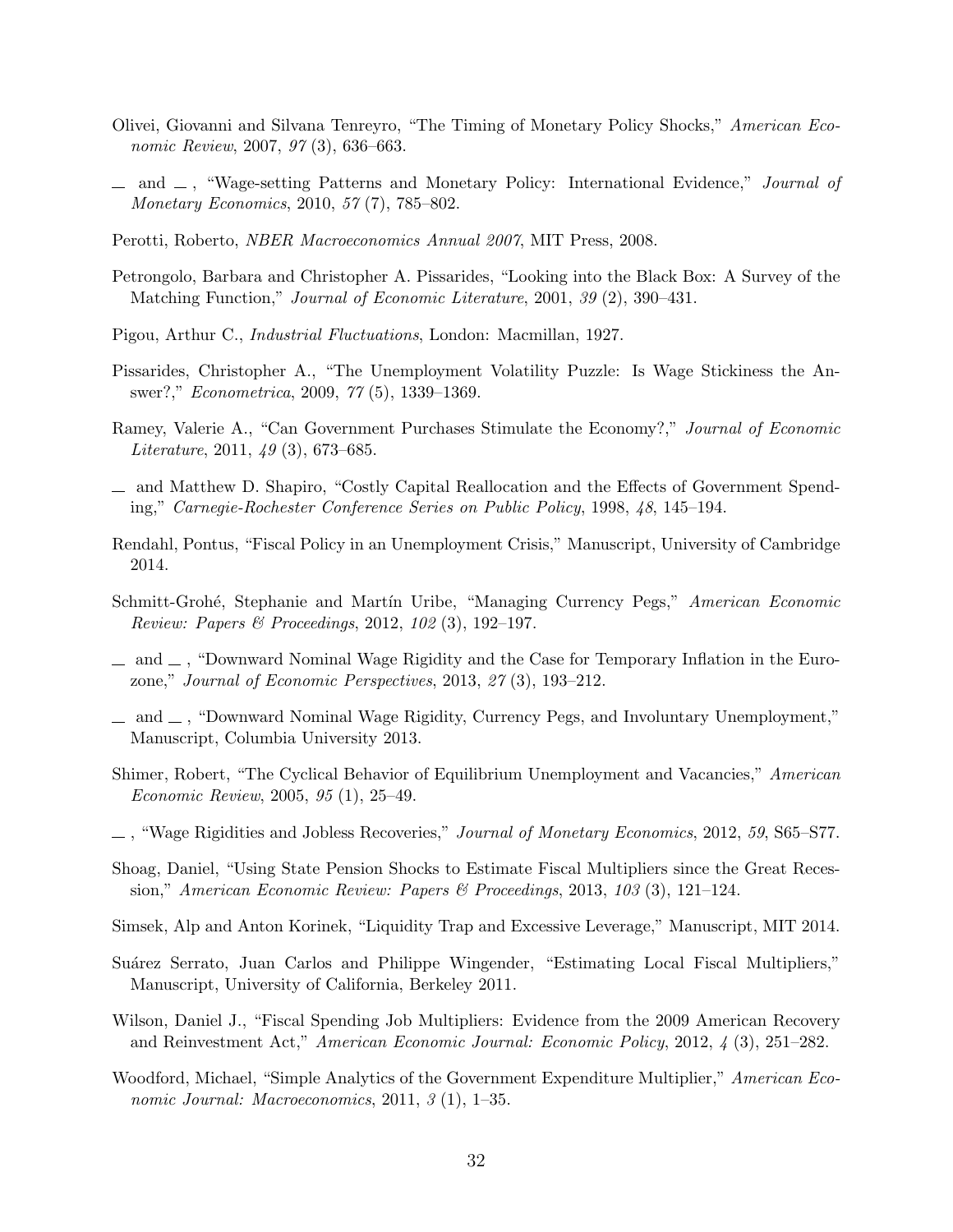Olivei, Giovanni and Silvana Tenreyro, "The Timing of Monetary Policy Shocks," *American Economic Review*, 2007, *97* (3), 636–663.

— and — , "Wage-setting Patterns and Monetary Policy: International Evidence," *Journal of Monetary Economics*, 2010, *57* (7), 785–802.

Perotti, Roberto, *NBER Macroeconomics Annual 2007*, MIT Press, 2008.

Petrongolo, Barbara and Christopher A. Pissarides, "Looking into the Black Box: A Survey of the Matching Function," *Journal of Economic Literature*, 2001, *39* (2), 390–431.

Pigou, Arthur C., *Industrial Fluctuations*, London: Macmillan, 1927.

Pissarides, Christopher A., "The Unemployment Volatility Puzzle: Is Wage Stickiness the Answer?," *Econometrica*, 2009, *77* (5), 1339–1369.

Ramey, Valerie A., "Can Government Purchases Stimulate the Economy?," *Journal of Economic Literature*, 2011, *49* (3), 673–685.

— and Matthew D. Shapiro, "Costly Capital Reallocation and the Effects of Government Spending," *Carnegie-Rochester Conference Series on Public Policy*, 1998, *48*, 145–194.

Rendahl, Pontus, "Fiscal Policy in an Unemployment Crisis," Manuscript, University of Cambridge 2014.

Schmitt-Grohé, Stephanie and Martín Uribe, "Managing Currency Pegs," *American Economic Review: Papers & Proceedings*, 2012, *102* (3), 192–197.

— and — , "Downward Nominal Wage Rigidity and the Case for Temporary Inflation in the Eurozone," *Journal of Economic Perspectives*, 2013, *27* (3), 193–212.

— and — , "Downward Nominal Wage Rigidity, Currency Pegs, and Involuntary Unemployment," Manuscript, Columbia University 2013.

Shimer, Robert, "The Cyclical Behavior of Equilibrium Unemployment and Vacancies," *American Economic Review*, 2005, *95* (1), 25–49.

— , "Wage Rigidities and Jobless Recoveries," *Journal of Monetary Economics*, 2012, *59*, S65–S77.

Shoag, Daniel, "Using State Pension Shocks to Estimate Fiscal Multipliers since the Great Recession," *American Economic Review: Papers & Proceedings*, 2013, *103* (3), 121–124.

Simsek, Alp and Anton Korinek, "Liquidity Trap and Excessive Leverage," Manuscript, MIT 2014.

Suárez Serrato, Juan Carlos and Philippe Wingender, "Estimating Local Fiscal Multipliers," Manuscript, University of California, Berkeley 2011.

Wilson, Daniel J., "Fiscal Spending Job Multipliers: Evidence from the 2009 American Recovery and Reinvestment Act," *American Economic Journal: Economic Policy*, 2012, *4* (3), 251–282.

Woodford, Michael, "Simple Analytics of the Government Expenditure Multiplier," *American Economic Journal: Macroeconomics*, 2011, *3* (1), 1–35.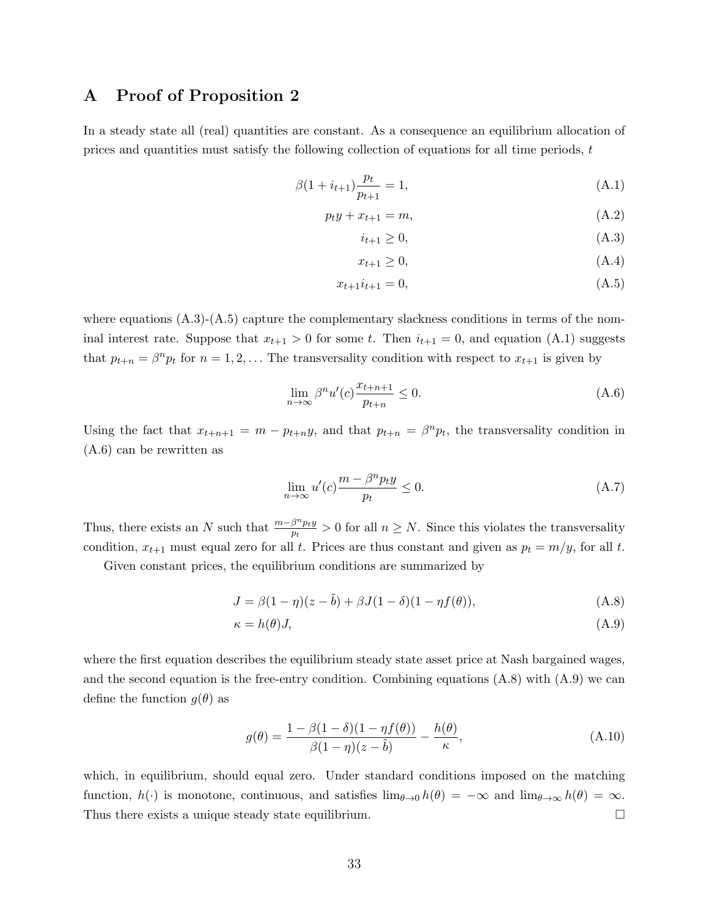# A Proof of Proposition 2

In a steady state all (real) quantities are constant. As a consequence an equilibrium allocation of prices and quantities must satisfy the following collection of equations for all time periods, $t$

$$\beta(1+i_{t+1})\frac{p_t}{p_{t+1}} = 1, \tag{A.1}$$

$$p_t y + x_{t+1} = m, \tag{A.2}$$

$$i_{t+1} \geq 0, \tag{A.3}$$

$$x_{t+1} \geq 0, \tag{A.4}$$

$$x_{t+1} i_{t+1} = 0, \tag{A.5}$$

where equations (A.3)-(A.5) capture the complementary slackness conditions in terms of the nominal interest rate. Suppose that $x_{t+1} > 0$ for some $t$. Then $i_{t+1} = 0$, and equation (A.1) suggests that $p_{t+n} = \beta^n p_t$ for $n = 1, 2, \ldots$ The transversality condition with respect to $x_{t+1}$ is given by

$$\lim_{n\to\infty} \beta^n u'(c) \frac{x_{t+n+1}}{p_{t+n}} \leq 0. \tag{A.6}$$

Using the fact that $x_{t+n+1} = m - p_{t+n}y$, and that $p_{t+n} = \beta^n p_t$, the transversality condition in (A.6) can be rewritten as

$$\lim_{n\to\infty} u'(c) \frac{m - \beta^n p_t y}{p_t} \leq 0. \tag{A.7}$$

Thus, there exists an $N$ such that $\frac{m-\beta^n p_t y}{p_t} > 0$ for all $n \geq N$. Since this violates the transversality condition, $x_{t+1}$ must equal zero for all $t$. Prices are thus constant and given as $p_t = m/y$, for all $t$.

Given constant prices, the equilibrium conditions are summarized by

$$J = \beta(1-\eta)(z-\tilde{b}) + \beta J(1-\delta)(1-\eta f(\theta)), \tag{A.8}$$

$$\kappa = h(\theta)J, \tag{A.9}$$

where the first equation describes the equilibrium steady state asset price at Nash bargained wages, and the second equation is the free-entry condition. Combining equations (A.8) with (A.9) we can define the function $g(\theta)$ as

$$g(\theta) = \frac{1 - \beta(1-\delta)(1-\eta f(\theta))}{\beta(1-\eta)(z-\tilde{b})} - \frac{h(\theta)}{\kappa}, \tag{A.10}$$

which, in equilibrium, should equal zero. Under standard conditions imposed on the matching function, $h(\cdot)$ is monotone, continuous, and satisfies $\lim_{\theta\to 0} h(\theta) = -\infty$ and $\lim_{\theta\to\infty} h(\theta) = \infty$. Thus there exists a unique steady state equilibrium. □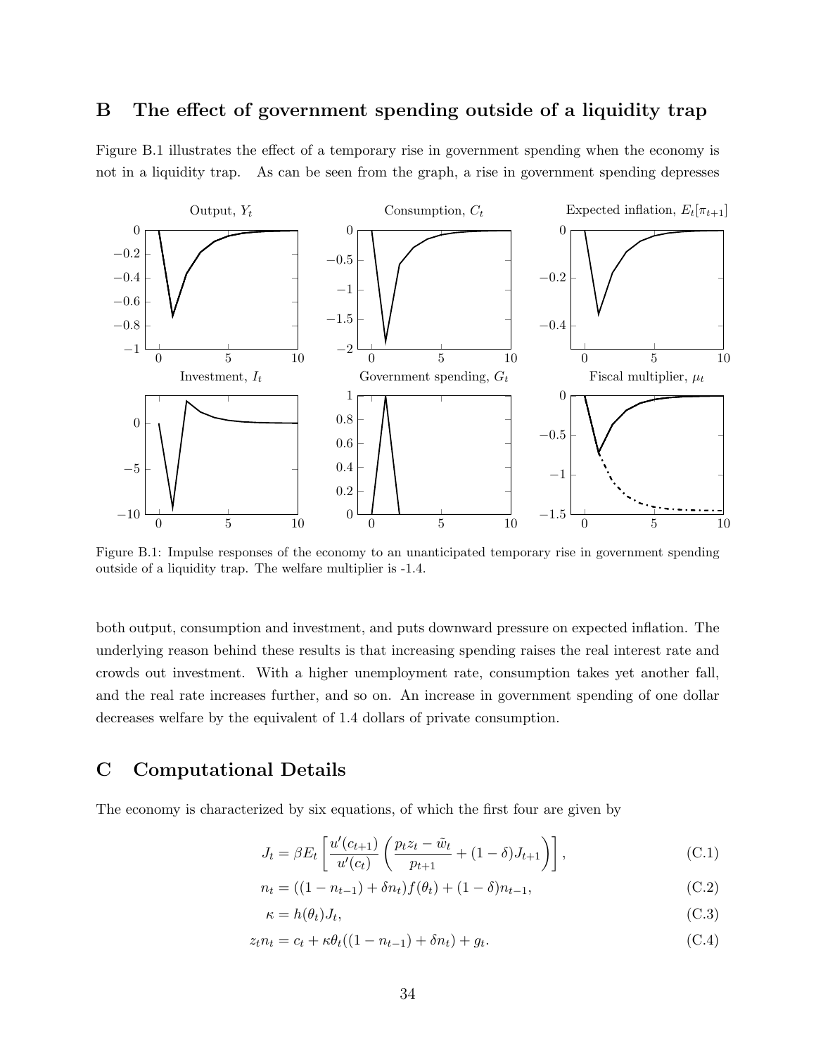## B The effect of government spending outside of a liquidity trap

Figure B.1 illustrates the effect of a temporary rise in government spending when the economy is not in a liquidity trap. As can be seen from the graph, a rise in government spending depresses

Figure B.1: Impulse responses of the economy to an unanticipated temporary rise in government spending outside of a liquidity trap. The welfare multiplier is -1.4.

both output, consumption and investment, and puts downward pressure on expected inflation. The underlying reason behind these results is that increasing spending raises the real interest rate and crowds out investment. With a higher unemployment rate, consumption takes yet another fall, and the real rate increases further, and so on. An increase in government spending of one dollar decreases welfare by the equivalent of 1.4 dollars of private consumption.

## C Computational Details

The economy is characterized by six equations, of which the first four are given by

$$J_t = \beta E_t \left[ \frac{u'(c_{t+1})}{u'(c_t)} \left( \frac{p_t z_t - \tilde{w}_t}{p_{t+1}} + (1-\delta) J_{t+1} \right) \right], \tag{C.1}$$

$$n_t = ((1 - n_{t-1}) + \delta n_t) f(\theta_t) + (1-\delta) n_{t-1}, \tag{C.2}$$

$$\kappa = h(\theta_t) J_t, \tag{C.3}$$

$$z_t n_t = c_t + \kappa \theta_t ((1 - n_{t-1}) + \delta n_t) + g_t. \tag{C.4}$$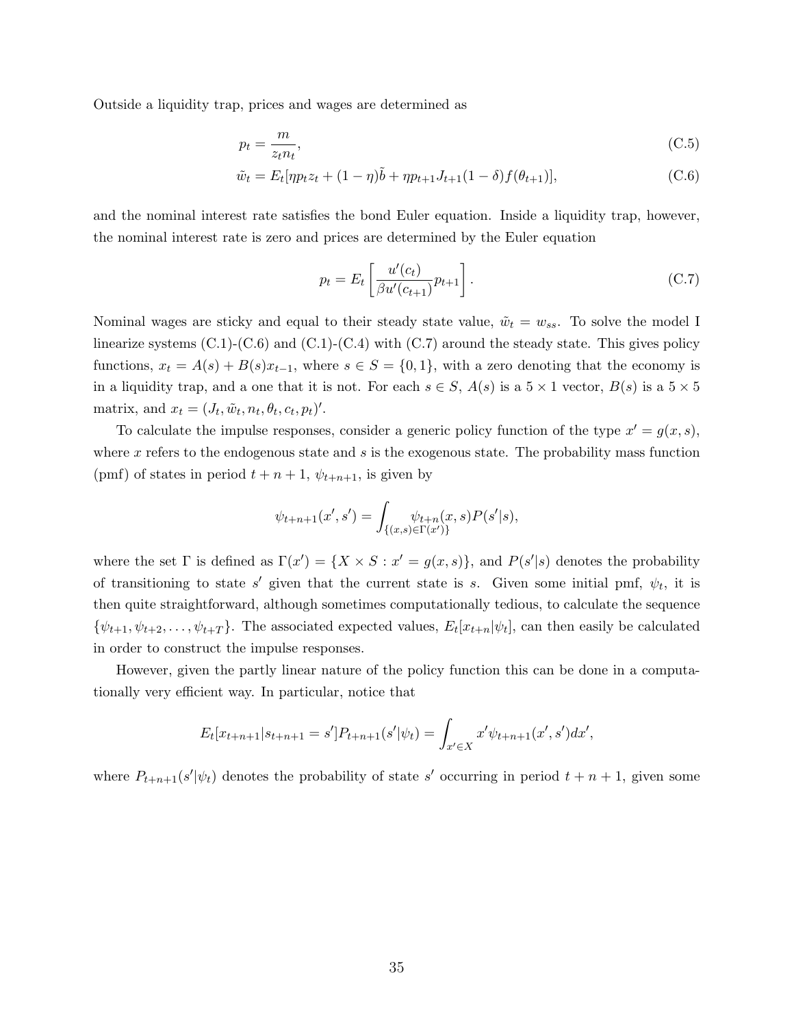Outside a liquidity trap, prices and wages are determined as

$$p_t = \frac{m}{z_t n_t}, \tag{C.5}$$

$$\tilde{w}_t = E_t[\eta p_t z_t + (1-\eta)\tilde{b} + \eta p_{t+1} J_{t+1}(1-\delta) f(\theta_{t+1})], \tag{C.6}$$

and the nominal interest rate satisfies the bond Euler equation. Inside a liquidity trap, however, the nominal interest rate is zero and prices are determined by the Euler equation

$$p_t = E_t\left[\frac{u'(c_t)}{\beta u'(c_{t+1})} p_{t+1}\right]. \tag{C.7}$$

Nominal wages are sticky and equal to their steady state value, $\tilde{w}_t = w_{ss}$. To solve the model I linearize systems (C.1)-(C.6) and (C.1)-(C.4) with (C.7) around the steady state. This gives policy functions, $x_t = A(s) + B(s)x_{t-1}$, where $s \in S = \{0, 1\}$, with a zero denoting that the economy is in a liquidity trap, and a one that it is not. For each $s \in S$, $A(s)$ is a $5 \times 1$ vector, $B(s)$ is a $5 \times 5$ matrix, and $x_t = (J_t, \tilde{w}_t, n_t, \theta_t, c_t, p_t)'$.

To calculate the impulse responses, consider a generic policy function of the type $x' = g(x, s)$, where $x$ refers to the endogenous state and $s$ is the exogenous state. The probability mass function (pmf) of states in period $t + n + 1$, $\psi_{t+n+1}$, is given by

$$\psi_{t+n+1}(x', s') = \int_{\{(x,s) \in \Gamma(x')\}} \psi_{t+n}(x, s) P(s'|s),$$

where the set $\Gamma$ is defined as $\Gamma(x') = \{X \times S : x' = g(x, s)\}$, and $P(s'|s)$ denotes the probability of transitioning to state $s'$ given that the current state is $s$. Given some initial pmf, $\psi_t$, it is then quite straightforward, although sometimes computationally tedious, to calculate the sequence $\{\psi_{t+1}, \psi_{t+2}, \ldots, \psi_{t+T}\}$. The associated expected values, $E_t[x_{t+n}|\psi_t]$, can then easily be calculated in order to construct the impulse responses.

However, given the partly linear nature of the policy function this can be done in a computationally very efficient way. In particular, notice that

$$E_t[x_{t+n+1}|s_{t+n+1} = s'] P_{t+n+1}(s'|\psi_t) = \int_{x' \in X} x' \psi_{t+n+1}(x', s') dx',$$

where $P_{t+n+1}(s'|\psi_t)$ denotes the probability of state $s'$ occurring in period $t + n + 1$, given some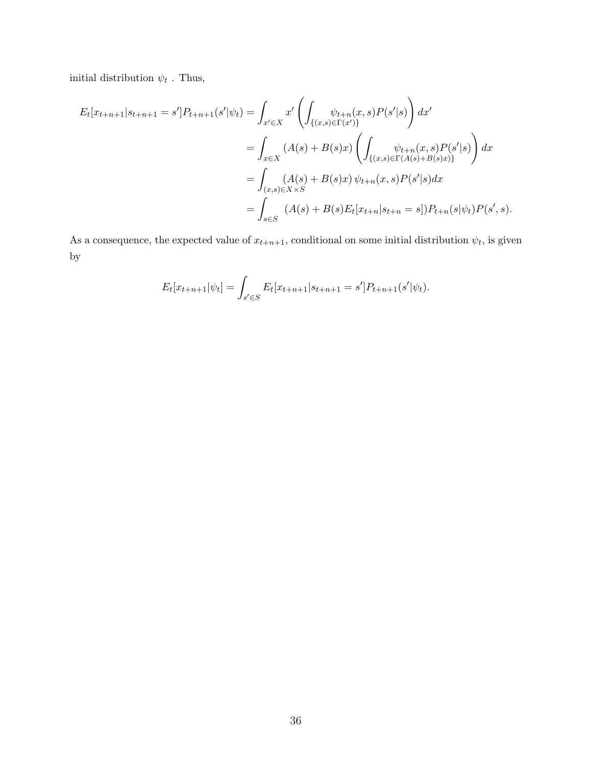initial distribution $\psi_t$ . Thus,

$$
\begin{aligned}
E_t[x_{t+n+1}|s_{t+n+1} = s']P_{t+n+1}(s'|\psi_t) &= \int_{x' \in X} x' \left( \int_{\{(x,s) \in \Gamma(x')\}} \psi_{t+n}(x,s) P(s'|s) \right) dx' \\
&= \int_{x \in X} (A(s) + B(s)x) \left( \int_{\{(x,s) \in \Gamma(A(s)+B(s)x)\}} \psi_{t+n}(x,s) P(s'|s) \right) dx \\
&= \int_{(x,s) \in X \times S} (A(s) + B(s)x)\, \psi_{t+n}(x,s) P(s'|s) dx \\
&= \int_{s \in S} \; (A(s) + B(s) E_t[x_{t+n}|s_{t+n} = s]) P_{t+n}(s|\psi_t) P(s', s).
\end{aligned}
$$

As a consequence, the expected value of $x_{t+n+1}$, conditional on some initial distribution $\psi_t$, is given by

$$
E_t[x_{t+n+1}|\psi_t] = \int_{s' \in S} E_t[x_{t+n+1}|s_{t+n+1} = s']P_{t+n+1}(s'|\psi_t).
$$